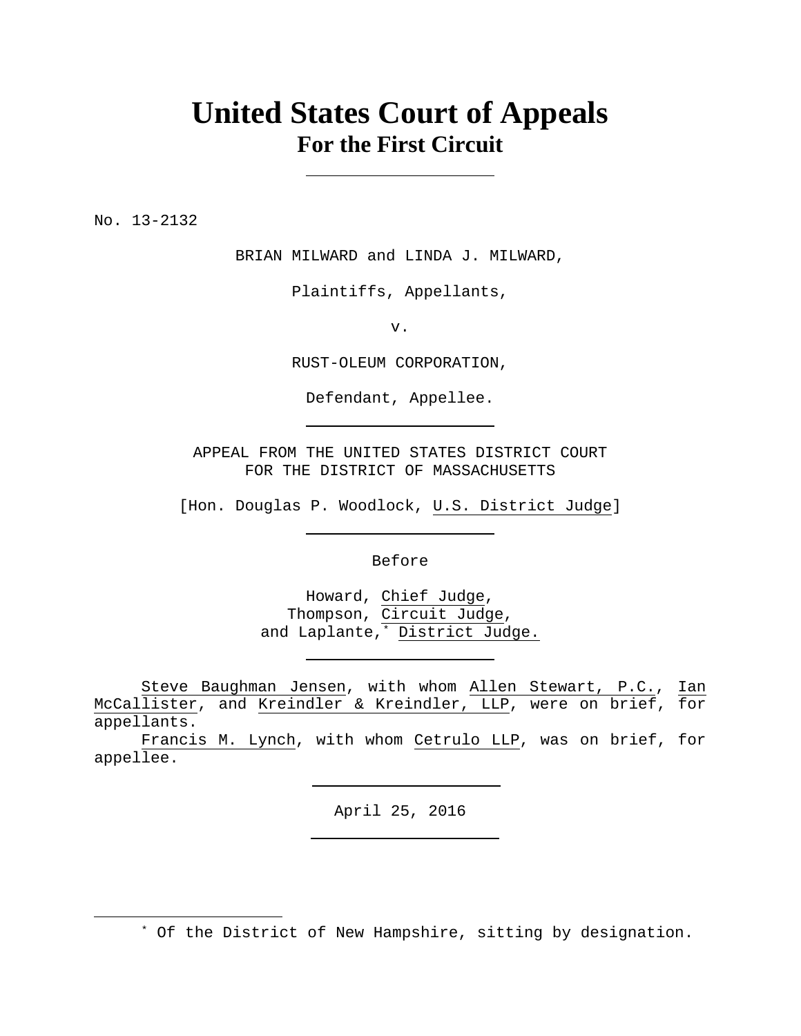# United States Court of Appeals
## For the First Circuit

---

No. 13-2132

BRIAN MILWARD and LINDA J. MILWARD,

Plaintiffs, Appellants,

v.

RUST-OLEUM CORPORATION,

Defendant, Appellee.

---

APPEAL FROM THE UNITED STATES DISTRICT COURT
FOR THE DISTRICT OF MASSACHUSETTS

[Hon. Douglas P. Woodlock, U.S. District Judge]

---

Before

Howard, Chief Judge,
Thompson, Circuit Judge,
and Laplante,[*] District Judge.

---

Steve Baughman Jensen, with whom Allen Stewart, P.C., Ian McCallister, and Kreindler & Kreindler, LLP, were on brief, for appellants.

Francis M. Lynch, with whom Cetrulo LLP, was on brief, for appellee.

---

April 25, 2016

---

[*] Of the District of New Hampshire, sitting by designation.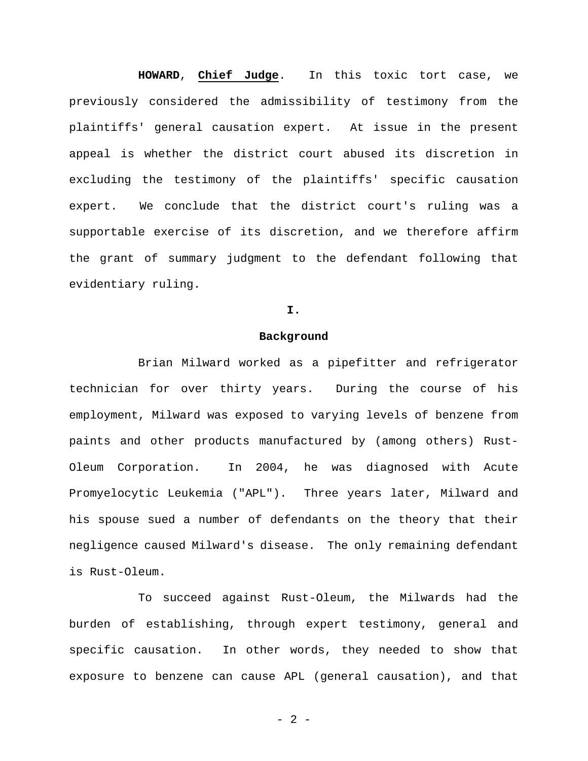**HOWARD**, **Chief Judge**. In this toxic tort case, we previously considered the admissibility of testimony from the plaintiffs' general causation expert. At issue in the present appeal is whether the district court abused its discretion in excluding the testimony of the plaintiffs' specific causation expert. We conclude that the district court's ruling was a supportable exercise of its discretion, and we therefore affirm the grant of summary judgment to the defendant following that evidentiary ruling.

## I.

## Background

Brian Milward worked as a pipefitter and refrigerator technician for over thirty years. During the course of his employment, Milward was exposed to varying levels of benzene from paints and other products manufactured by (among others) Rust-Oleum Corporation. In 2004, he was diagnosed with Acute Promyelocytic Leukemia ("APL"). Three years later, Milward and his spouse sued a number of defendants on the theory that their negligence caused Milward's disease. The only remaining defendant is Rust-Oleum.

To succeed against Rust-Oleum, the Milwards had the burden of establishing, through expert testimony, general and specific causation. In other words, they needed to show that exposure to benzene can cause APL (general causation), and that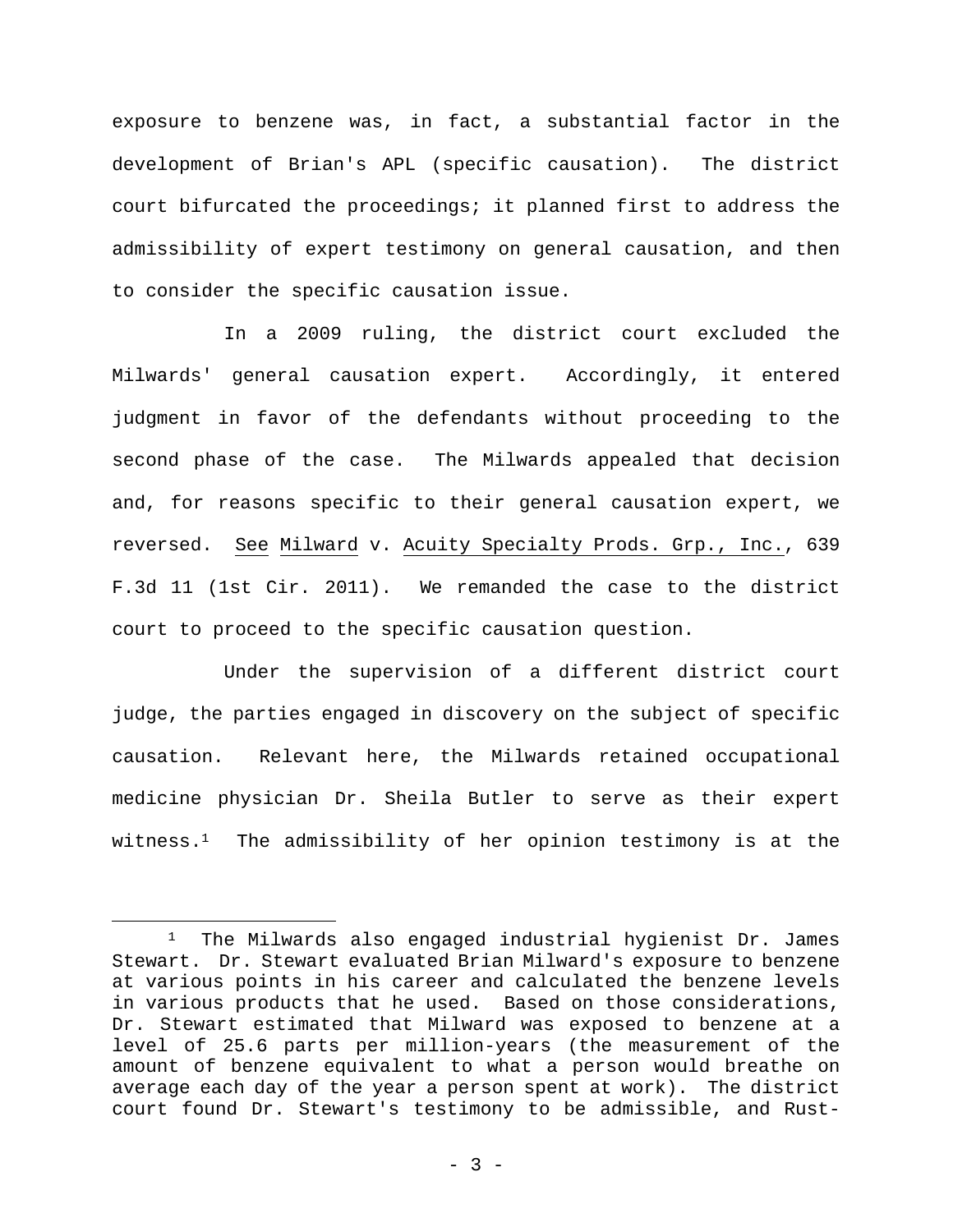exposure to benzene was, in fact, a substantial factor in the development of Brian's APL (specific causation). The district court bifurcated the proceedings; it planned first to address the admissibility of expert testimony on general causation, and then to consider the specific causation issue.

In a 2009 ruling, the district court excluded the Milwards' general causation expert. Accordingly, it entered judgment in favor of the defendants without proceeding to the second phase of the case. The Milwards appealed that decision and, for reasons specific to their general causation expert, we reversed. See Milward v. Acuity Specialty Prods. Grp., Inc., 639 F.3d 11 (1st Cir. 2011). We remanded the case to the district court to proceed to the specific causation question.

Under the supervision of a different district court judge, the parties engaged in discovery on the subject of specific causation. Relevant here, the Milwards retained occupational medicine physician Dr. Sheila Butler to serve as their expert witness.[1] The admissibility of her opinion testimony is at the

---

[1] The Milwards also engaged industrial hygienist Dr. James Stewart. Dr. Stewart evaluated Brian Milward's exposure to benzene at various points in his career and calculated the benzene levels in various products that he used. Based on those considerations, Dr. Stewart estimated that Milward was exposed to benzene at a level of 25.6 parts per million-years (the measurement of the amount of benzene equivalent to what a person would breathe on average each day of the year a person spent at work). The district court found Dr. Stewart's testimony to be admissible, and Rust-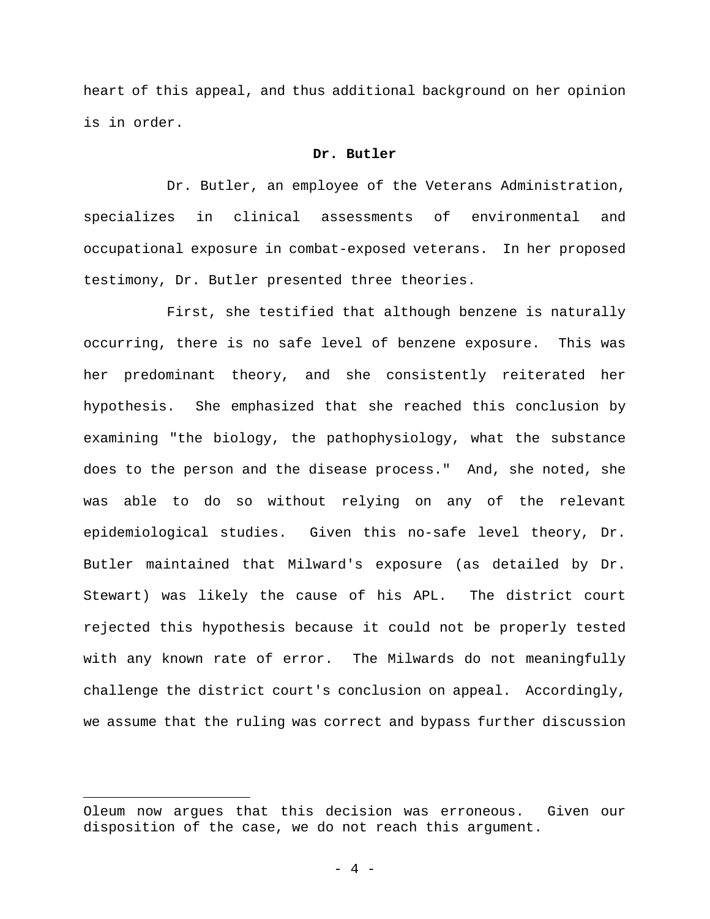heart of this appeal, and thus additional background on her opinion is in order.

**Dr. Butler**

Dr. Butler, an employee of the Veterans Administration, specializes in clinical assessments of environmental and occupational exposure in combat-exposed veterans. In her proposed testimony, Dr. Butler presented three theories.

First, she testified that although benzene is naturally occurring, there is no safe level of benzene exposure. This was her predominant theory, and she consistently reiterated her hypothesis. She emphasized that she reached this conclusion by examining "the biology, the pathophysiology, what the substance does to the person and the disease process." And, she noted, she was able to do so without relying on any of the relevant epidemiological studies. Given this no-safe level theory, Dr. Butler maintained that Milward's exposure (as detailed by Dr. Stewart) was likely the cause of his APL. The district court rejected this hypothesis because it could not be properly tested with any known rate of error. The Milwards do not meaningfully challenge the district court's conclusion on appeal. Accordingly, we assume that the ruling was correct and bypass further discussion

---

Oleum now argues that this decision was erroneous. Given our disposition of the case, we do not reach this argument.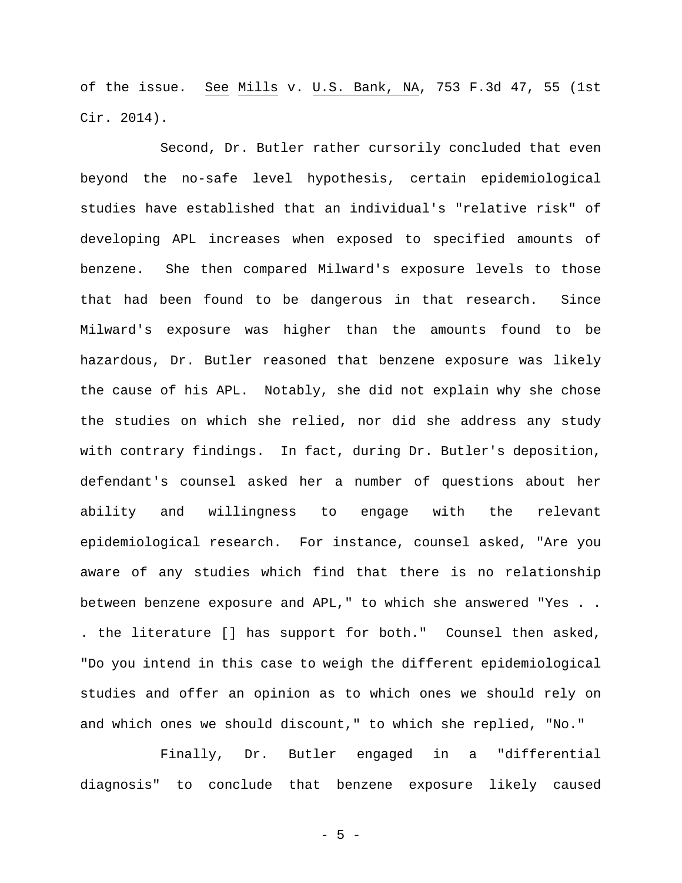of the issue. See Mills v. U.S. Bank, NA, 753 F.3d 47, 55 (1st Cir. 2014).

Second, Dr. Butler rather cursorily concluded that even beyond the no-safe level hypothesis, certain epidemiological studies have established that an individual's "relative risk" of developing APL increases when exposed to specified amounts of benzene. She then compared Milward's exposure levels to those that had been found to be dangerous in that research. Since Milward's exposure was higher than the amounts found to be hazardous, Dr. Butler reasoned that benzene exposure was likely the cause of his APL. Notably, she did not explain why she chose the studies on which she relied, nor did she address any study with contrary findings. In fact, during Dr. Butler's deposition, defendant's counsel asked her a number of questions about her ability and willingness to engage with the relevant epidemiological research. For instance, counsel asked, "Are you aware of any studies which find that there is no relationship between benzene exposure and APL," to which she answered "Yes . . . the literature [] has support for both." Counsel then asked, "Do you intend in this case to weigh the different epidemiological studies and offer an opinion as to which ones we should rely on and which ones we should discount," to which she replied, "No."

Finally, Dr. Butler engaged in a "differential diagnosis" to conclude that benzene exposure likely caused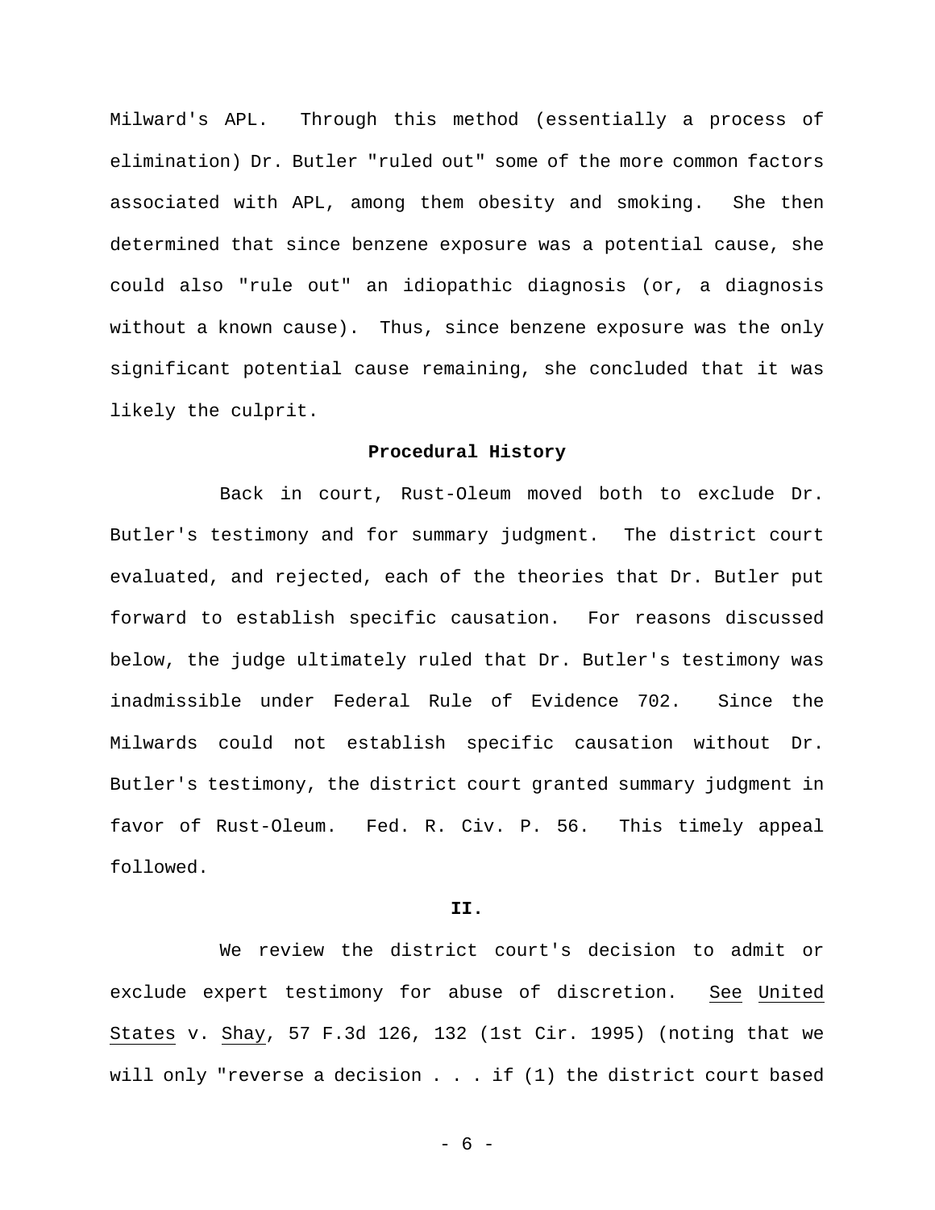Milward's APL. Through this method (essentially a process of elimination) Dr. Butler "ruled out" some of the more common factors associated with APL, among them obesity and smoking. She then determined that since benzene exposure was a potential cause, she could also "rule out" an idiopathic diagnosis (or, a diagnosis without a known cause). Thus, since benzene exposure was the only significant potential cause remaining, she concluded that it was likely the culprit.

**Procedural History**

Back in court, Rust-Oleum moved both to exclude Dr. Butler's testimony and for summary judgment. The district court evaluated, and rejected, each of the theories that Dr. Butler put forward to establish specific causation. For reasons discussed below, the judge ultimately ruled that Dr. Butler's testimony was inadmissible under Federal Rule of Evidence 702. Since the Milwards could not establish specific causation without Dr. Butler's testimony, the district court granted summary judgment in favor of Rust-Oleum. Fed. R. Civ. P. 56. This timely appeal followed.

**II.**

We review the district court's decision to admit or exclude expert testimony for abuse of discretion. See United States v. Shay, 57 F.3d 126, 132 (1st Cir. 1995) (noting that we will only "reverse a decision . . . if (1) the district court based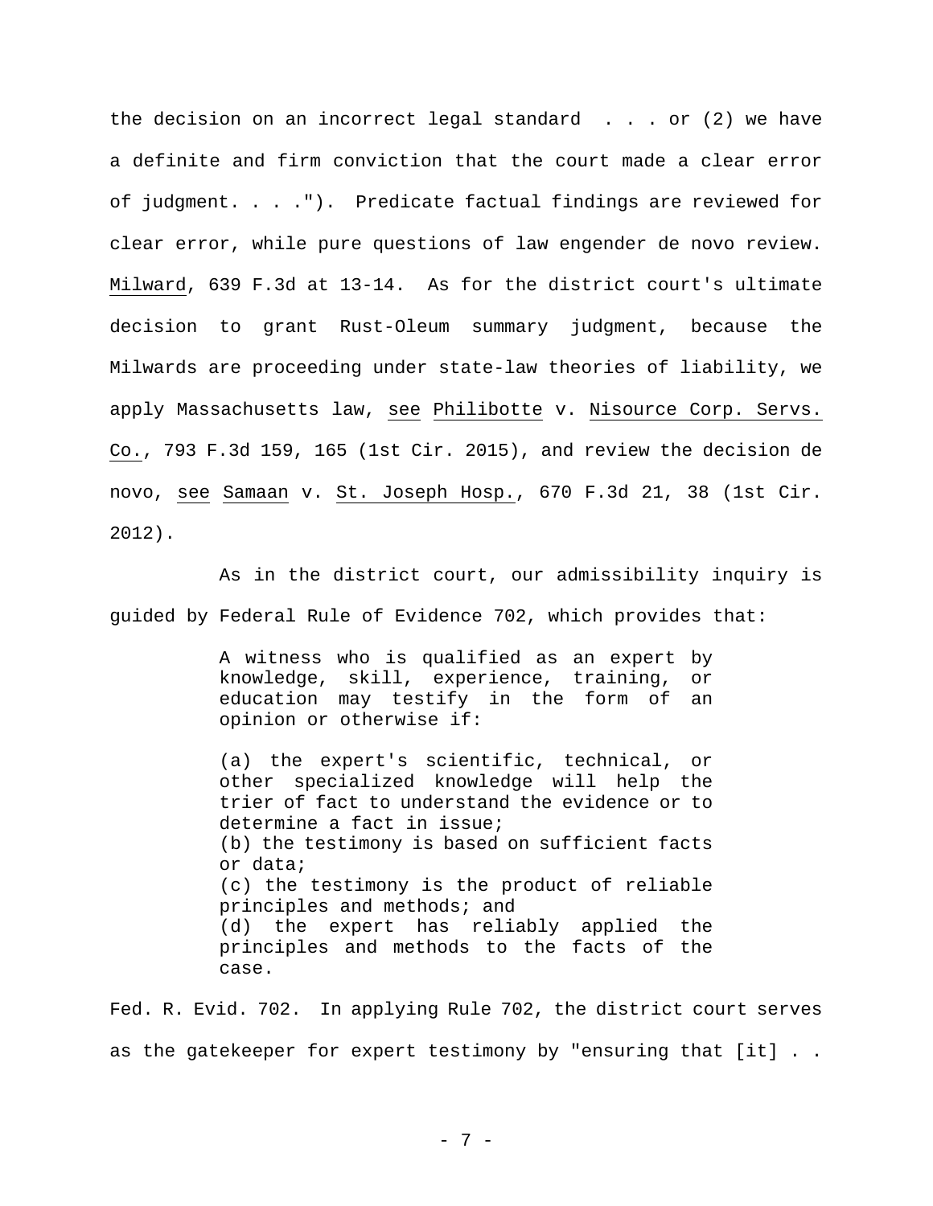the decision on an incorrect legal standard . . . or (2) we have a definite and firm conviction that the court made a clear error of judgment. . . ."). Predicate factual findings are reviewed for clear error, while pure questions of law engender de novo review. Milward, 639 F.3d at 13-14. As for the district court's ultimate decision to grant Rust-Oleum summary judgment, because the Milwards are proceeding under state-law theories of liability, we apply Massachusetts law, see Philibotte v. Nisource Corp. Servs. Co., 793 F.3d 159, 165 (1st Cir. 2015), and review the decision de novo, see Samaan v. St. Joseph Hosp., 670 F.3d 21, 38 (1st Cir. 2012).

As in the district court, our admissibility inquiry is guided by Federal Rule of Evidence 702, which provides that:

> A witness who is qualified as an expert by knowledge, skill, experience, training, or education may testify in the form of an opinion or otherwise if:
>
> (a) the expert's scientific, technical, or other specialized knowledge will help the trier of fact to understand the evidence or to determine a fact in issue;
> (b) the testimony is based on sufficient facts or data;
> (c) the testimony is the product of reliable principles and methods; and
> (d) the expert has reliably applied the principles and methods to the facts of the case.

Fed. R. Evid. 702. In applying Rule 702, the district court serves as the gatekeeper for expert testimony by "ensuring that [it] . .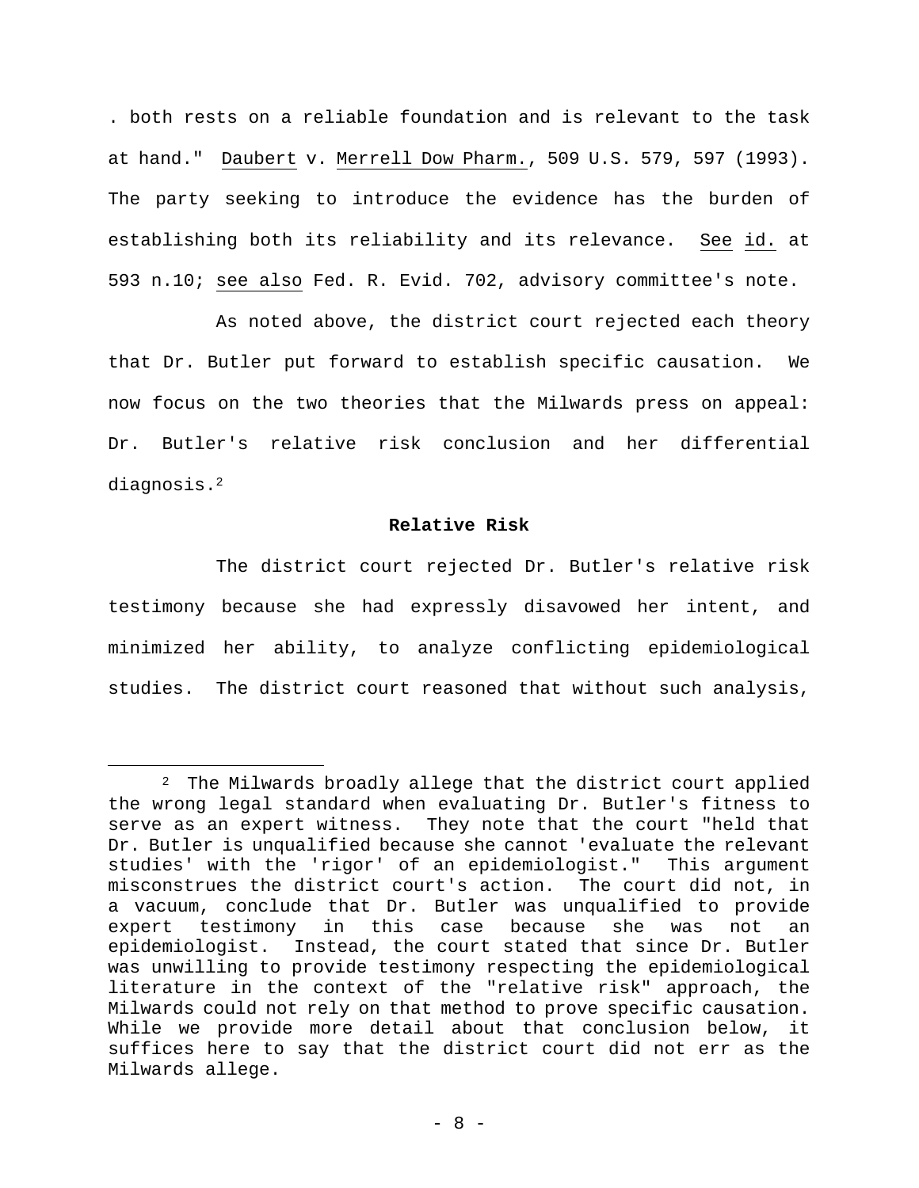. both rests on a reliable foundation and is relevant to the task at hand." Daubert v. Merrell Dow Pharm., 509 U.S. 579, 597 (1993). The party seeking to introduce the evidence has the burden of establishing both its reliability and its relevance. See id. at 593 n.10; see also Fed. R. Evid. 702, advisory committee's note.

As noted above, the district court rejected each theory that Dr. Butler put forward to establish specific causation. We now focus on the two theories that the Milwards press on appeal: Dr. Butler's relative risk conclusion and her differential diagnosis.[2]

**Relative Risk**

The district court rejected Dr. Butler's relative risk testimony because she had expressly disavowed her intent, and minimized her ability, to analyze conflicting epidemiological studies. The district court reasoned that without such analysis,

[2] The Milwards broadly allege that the district court applied the wrong legal standard when evaluating Dr. Butler's fitness to serve as an expert witness. They note that the court "held that Dr. Butler is unqualified because she cannot 'evaluate the relevant studies' with the 'rigor' of an epidemiologist." This argument misconstrues the district court's action. The court did not, in a vacuum, conclude that Dr. Butler was unqualified to provide expert testimony in this case because she was not an epidemiologist. Instead, the court stated that since Dr. Butler was unwilling to provide testimony respecting the epidemiological literature in the context of the "relative risk" approach, the Milwards could not rely on that method to prove specific causation. While we provide more detail about that conclusion below, it suffices here to say that the district court did not err as the Milwards allege.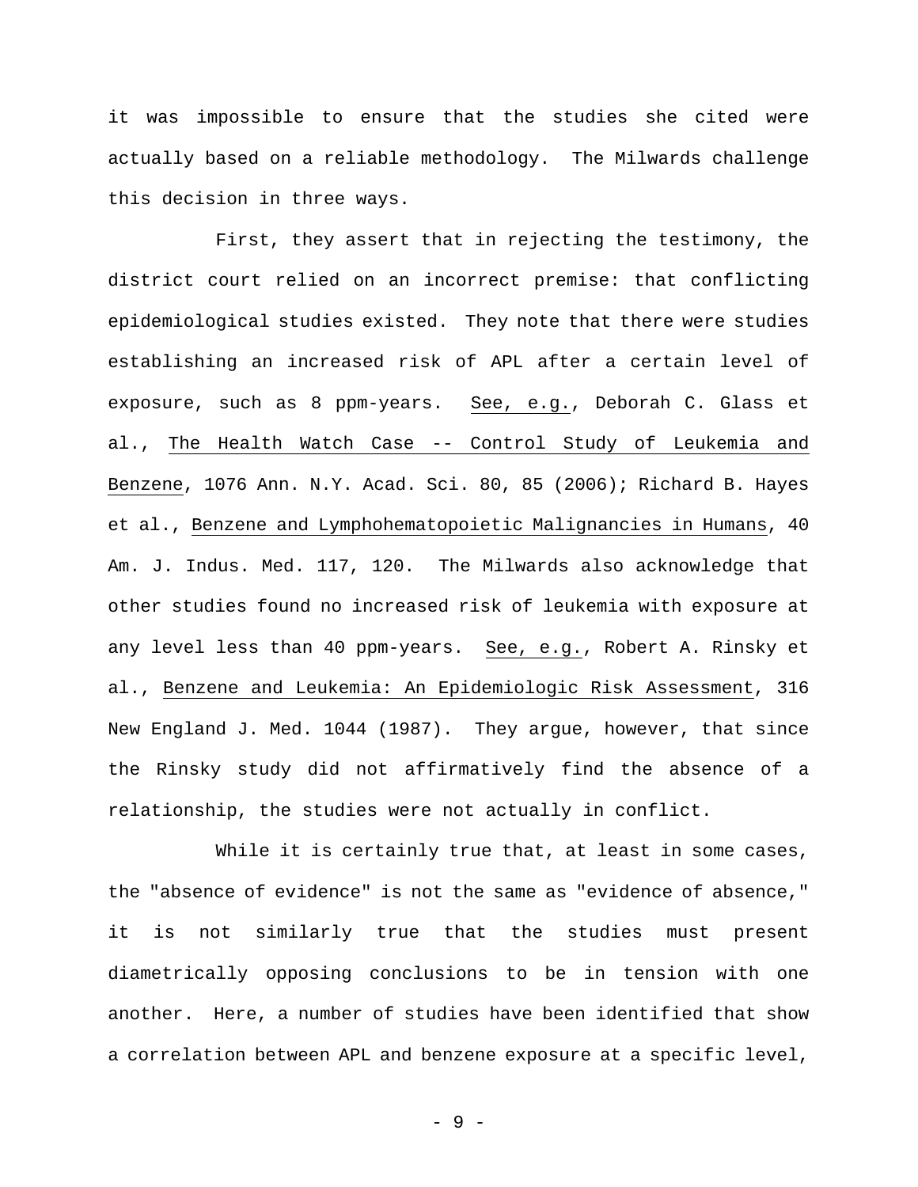it was impossible to ensure that the studies she cited were actually based on a reliable methodology. The Milwards challenge this decision in three ways.

First, they assert that in rejecting the testimony, the district court relied on an incorrect premise: that conflicting epidemiological studies existed. They note that there were studies establishing an increased risk of APL after a certain level of exposure, such as 8 ppm-years. See, e.g., Deborah C. Glass et al., The Health Watch Case -- Control Study of Leukemia and Benzene, 1076 Ann. N.Y. Acad. Sci. 80, 85 (2006); Richard B. Hayes et al., Benzene and Lymphohematopoietic Malignancies in Humans, 40 Am. J. Indus. Med. 117, 120. The Milwards also acknowledge that other studies found no increased risk of leukemia with exposure at any level less than 40 ppm-years. See, e.g., Robert A. Rinsky et al., Benzene and Leukemia: An Epidemiologic Risk Assessment, 316 New England J. Med. 1044 (1987). They argue, however, that since the Rinsky study did not affirmatively find the absence of a relationship, the studies were not actually in conflict.

While it is certainly true that, at least in some cases, the "absence of evidence" is not the same as "evidence of absence," it is not similarly true that the studies must present diametrically opposing conclusions to be in tension with one another. Here, a number of studies have been identified that show a correlation between APL and benzene exposure at a specific level,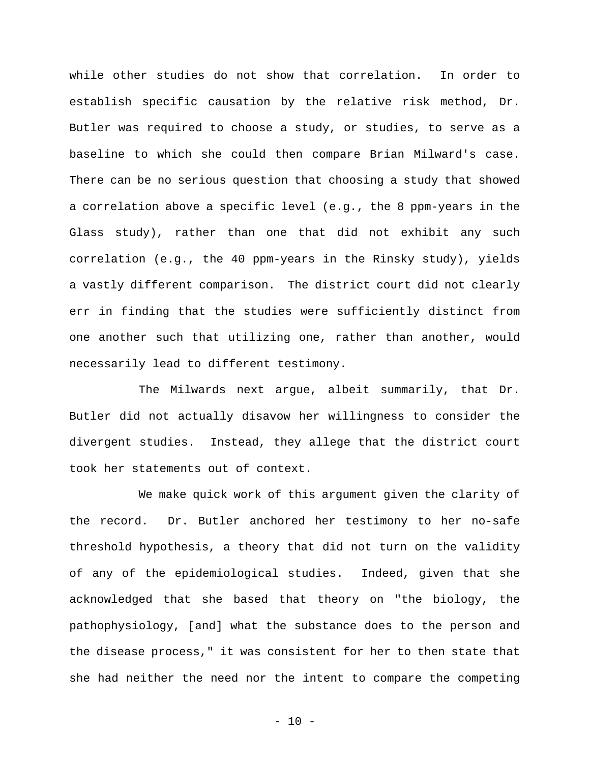while other studies do not show that correlation. In order to establish specific causation by the relative risk method, Dr. Butler was required to choose a study, or studies, to serve as a baseline to which she could then compare Brian Milward's case. There can be no serious question that choosing a study that showed a correlation above a specific level (e.g., the 8 ppm-years in the Glass study), rather than one that did not exhibit any such correlation (e.g., the 40 ppm-years in the Rinsky study), yields a vastly different comparison. The district court did not clearly err in finding that the studies were sufficiently distinct from one another such that utilizing one, rather than another, would necessarily lead to different testimony.

The Milwards next argue, albeit summarily, that Dr. Butler did not actually disavow her willingness to consider the divergent studies. Instead, they allege that the district court took her statements out of context.

We make quick work of this argument given the clarity of the record. Dr. Butler anchored her testimony to her no-safe threshold hypothesis, a theory that did not turn on the validity of any of the epidemiological studies. Indeed, given that she acknowledged that she based that theory on "the biology, the pathophysiology, [and] what the substance does to the person and the disease process," it was consistent for her to then state that she had neither the need nor the intent to compare the competing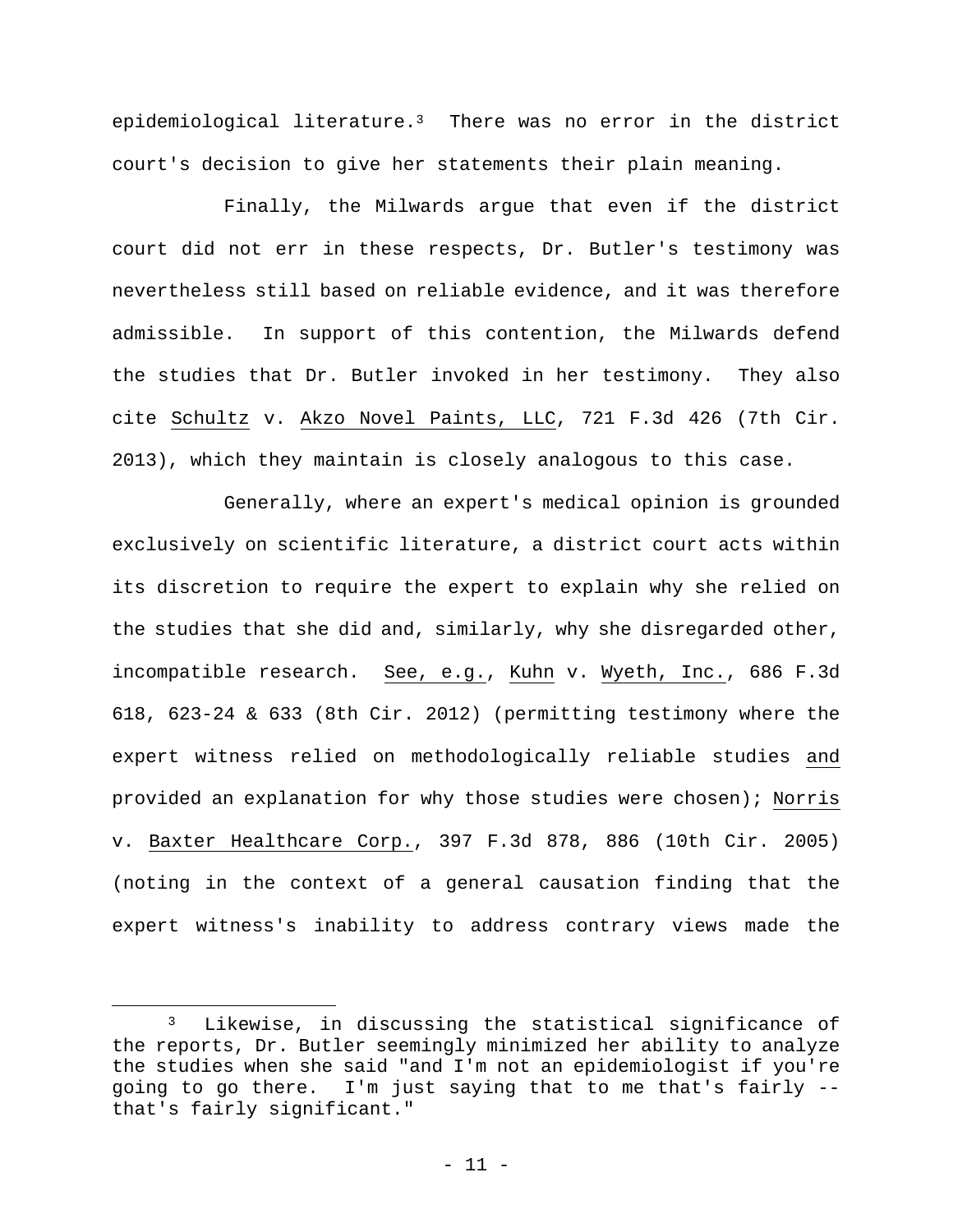epidemiological literature.[3] There was no error in the district court's decision to give her statements their plain meaning.

Finally, the Milwards argue that even if the district court did not err in these respects, Dr. Butler's testimony was nevertheless still based on reliable evidence, and it was therefore admissible. In support of this contention, the Milwards defend the studies that Dr. Butler invoked in her testimony. They also cite Schultz v. Akzo Novel Paints, LLC, 721 F.3d 426 (7th Cir. 2013), which they maintain is closely analogous to this case.

Generally, where an expert's medical opinion is grounded exclusively on scientific literature, a district court acts within its discretion to require the expert to explain why she relied on the studies that she did and, similarly, why she disregarded other, incompatible research. See, e.g., Kuhn v. Wyeth, Inc., 686 F.3d 618, 623-24 & 633 (8th Cir. 2012) (permitting testimony where the expert witness relied on methodologically reliable studies and provided an explanation for why those studies were chosen); Norris v. Baxter Healthcare Corp., 397 F.3d 878, 886 (10th Cir. 2005) (noting in the context of a general causation finding that the expert witness's inability to address contrary views made the

---

[3] Likewise, in discussing the statistical significance of the reports, Dr. Butler seemingly minimized her ability to analyze the studies when she said "and I'm not an epidemiologist if you're going to go there. I'm just saying that to me that's fairly -- that's fairly significant."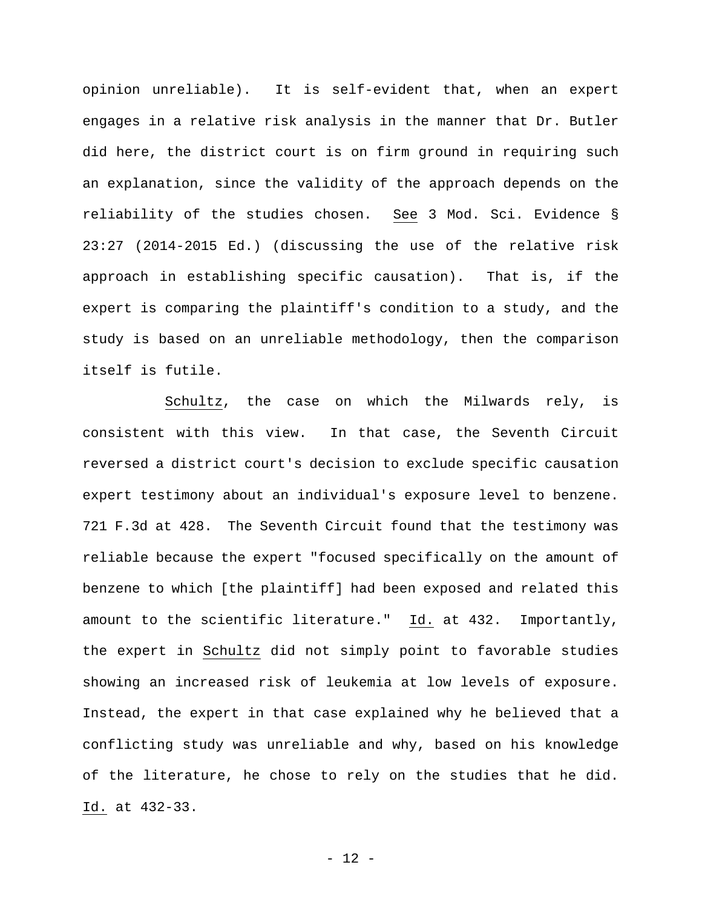opinion unreliable). It is self-evident that, when an expert engages in a relative risk analysis in the manner that Dr. Butler did here, the district court is on firm ground in requiring such an explanation, since the validity of the approach depends on the reliability of the studies chosen. _See_ 3 Mod. Sci. Evidence § 23:27 (2014-2015 Ed.) (discussing the use of the relative risk approach in establishing specific causation). That is, if the expert is comparing the plaintiff's condition to a study, and the study is based on an unreliable methodology, then the comparison itself is futile.

_Schultz_, the case on which the Milwards rely, is consistent with this view. In that case, the Seventh Circuit reversed a district court's decision to exclude specific causation expert testimony about an individual's exposure level to benzene. 721 F.3d at 428. The Seventh Circuit found that the testimony was reliable because the expert "focused specifically on the amount of benzene to which [the plaintiff] had been exposed and related this amount to the scientific literature." _Id._ at 432. Importantly, the expert in _Schultz_ did not simply point to favorable studies showing an increased risk of leukemia at low levels of exposure. Instead, the expert in that case explained why he believed that a conflicting study was unreliable and why, based on his knowledge of the literature, he chose to rely on the studies that he did. _Id._ at 432-33.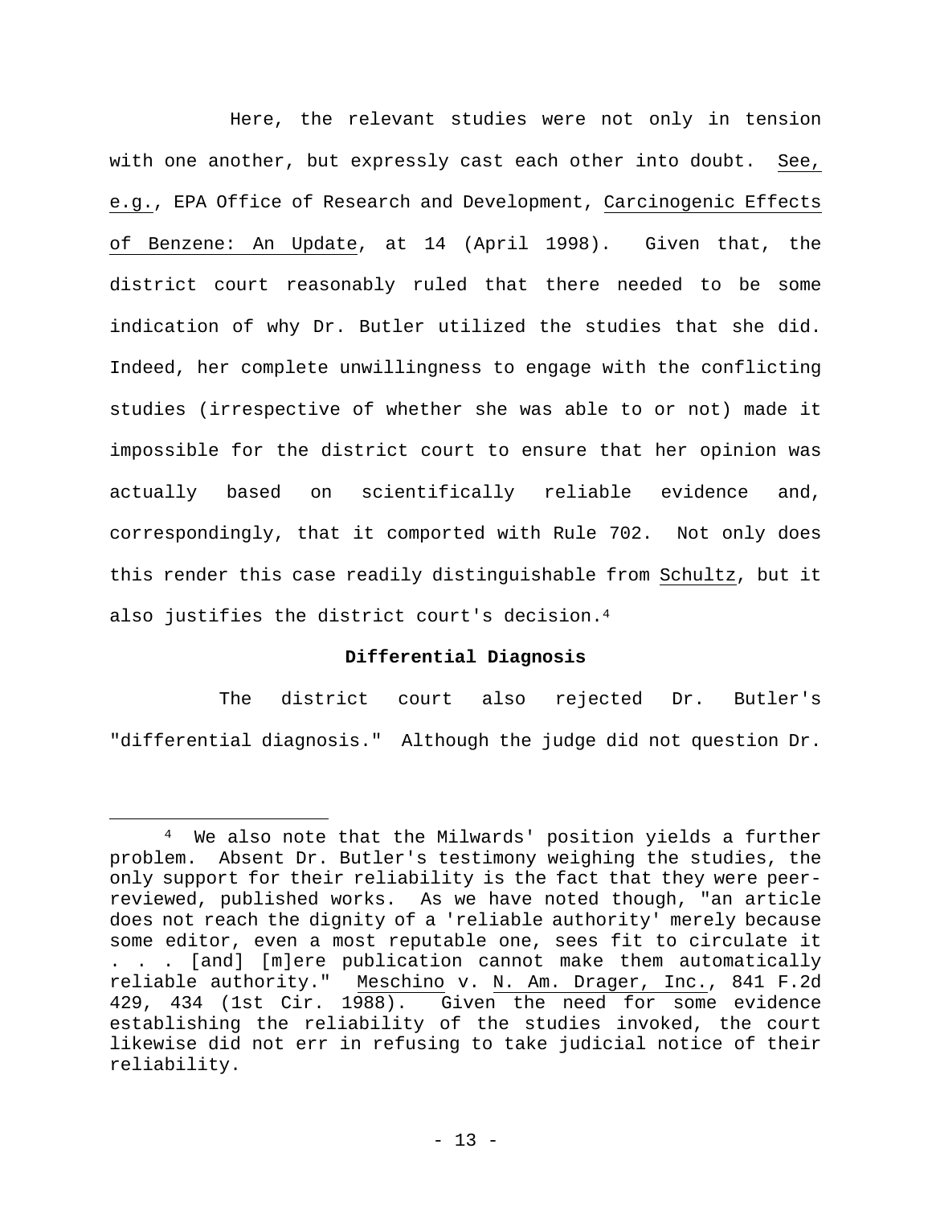Here, the relevant studies were not only in tension with one another, but expressly cast each other into doubt. See, e.g., EPA Office of Research and Development, Carcinogenic Effects of Benzene: An Update, at 14 (April 1998). Given that, the district court reasonably ruled that there needed to be some indication of why Dr. Butler utilized the studies that she did. Indeed, her complete unwillingness to engage with the conflicting studies (irrespective of whether she was able to or not) made it impossible for the district court to ensure that her opinion was actually based on scientifically reliable evidence and, correspondingly, that it comported with Rule 702. Not only does this render this case readily distinguishable from Schultz, but it also justifies the district court's decision.[4]

**Differential Diagnosis**

The district court also rejected Dr. Butler's "differential diagnosis." Although the judge did not question Dr.

---

[4] We also note that the Milwards' position yields a further problem. Absent Dr. Butler's testimony weighing the studies, the only support for their reliability is the fact that they were peer-reviewed, published works. As we have noted though, "an article does not reach the dignity of a 'reliable authority' merely because some editor, even a most reputable one, sees fit to circulate it . . . [and] [m]ere publication cannot make them automatically reliable authority." Meschino v. N. Am. Drager, Inc., 841 F.2d 429, 434 (1st Cir. 1988). Given the need for some evidence establishing the reliability of the studies invoked, the court likewise did not err in refusing to take judicial notice of their reliability.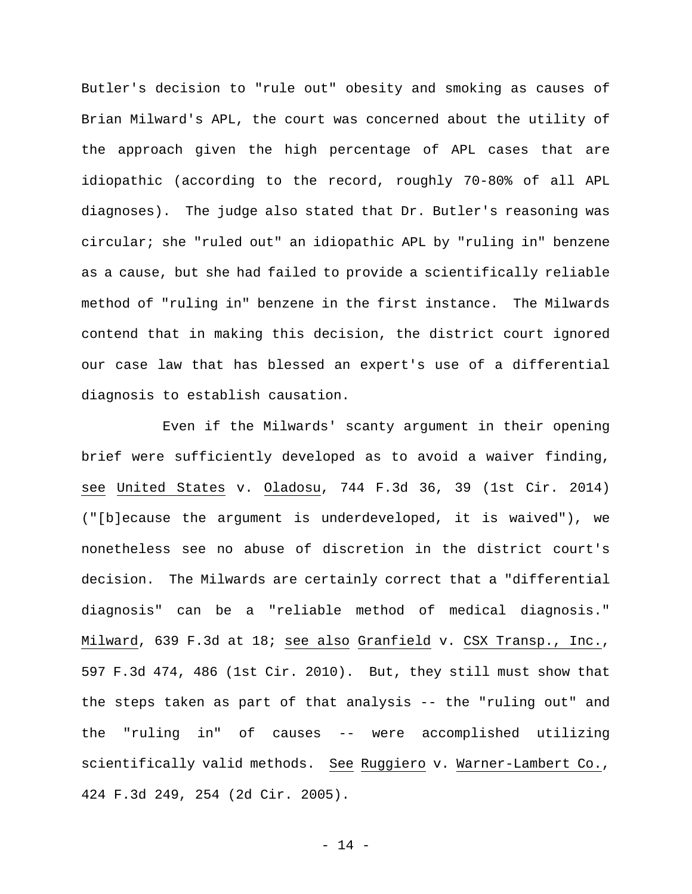Butler's decision to "rule out" obesity and smoking as causes of Brian Milward's APL, the court was concerned about the utility of the approach given the high percentage of APL cases that are idiopathic (according to the record, roughly 70-80% of all APL diagnoses). The judge also stated that Dr. Butler's reasoning was circular; she "ruled out" an idiopathic APL by "ruling in" benzene as a cause, but she had failed to provide a scientifically reliable method of "ruling in" benzene in the first instance. The Milwards contend that in making this decision, the district court ignored our case law that has blessed an expert's use of a differential diagnosis to establish causation.

Even if the Milwards' scanty argument in their opening brief were sufficiently developed as to avoid a waiver finding, see United States v. Oladosu, 744 F.3d 36, 39 (1st Cir. 2014) ("[b]ecause the argument is underdeveloped, it is waived"), we nonetheless see no abuse of discretion in the district court's decision. The Milwards are certainly correct that a "differential diagnosis" can be a "reliable method of medical diagnosis." Milward, 639 F.3d at 18; see also Granfield v. CSX Transp., Inc., 597 F.3d 474, 486 (1st Cir. 2010). But, they still must show that the steps taken as part of that analysis -- the "ruling out" and the "ruling in" of causes -- were accomplished utilizing scientifically valid methods. See Ruggiero v. Warner-Lambert Co., 424 F.3d 249, 254 (2d Cir. 2005).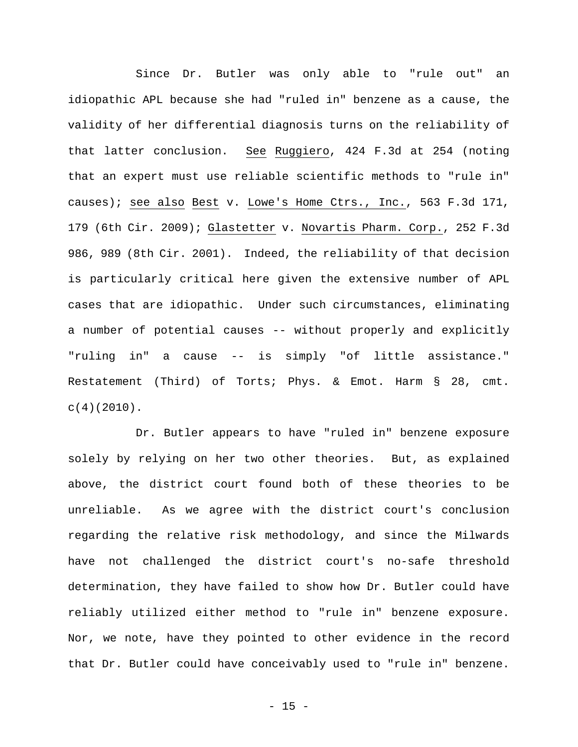Since Dr. Butler was only able to "rule out" an idiopathic APL because she had "ruled in" benzene as a cause, the validity of her differential diagnosis turns on the reliability of that latter conclusion. See Ruggiero, 424 F.3d at 254 (noting that an expert must use reliable scientific methods to "rule in" causes); see also Best v. Lowe's Home Ctrs., Inc., 563 F.3d 171, 179 (6th Cir. 2009); Glastetter v. Novartis Pharm. Corp., 252 F.3d 986, 989 (8th Cir. 2001). Indeed, the reliability of that decision is particularly critical here given the extensive number of APL cases that are idiopathic. Under such circumstances, eliminating a number of potential causes -- without properly and explicitly "ruling in" a cause -- is simply "of little assistance." Restatement (Third) of Torts; Phys. & Emot. Harm § 28, cmt. c(4)(2010).

Dr. Butler appears to have "ruled in" benzene exposure solely by relying on her two other theories. But, as explained above, the district court found both of these theories to be unreliable. As we agree with the district court's conclusion regarding the relative risk methodology, and since the Milwards have not challenged the district court's no-safe threshold determination, they have failed to show how Dr. Butler could have reliably utilized either method to "rule in" benzene exposure. Nor, we note, have they pointed to other evidence in the record that Dr. Butler could have conceivably used to "rule in" benzene.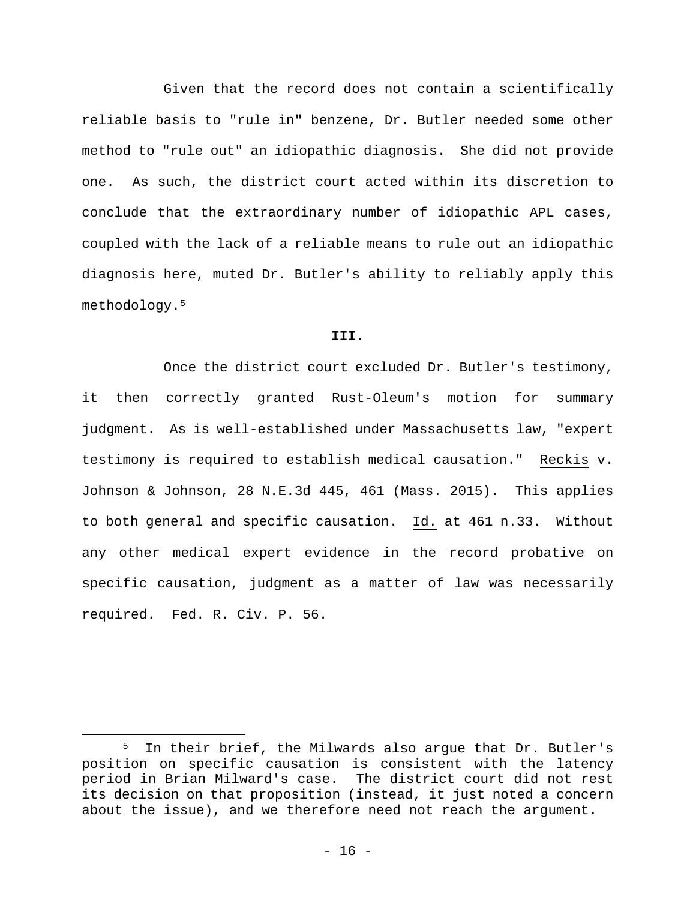Given that the record does not contain a scientifically reliable basis to "rule in" benzene, Dr. Butler needed some other method to "rule out" an idiopathic diagnosis. She did not provide one. As such, the district court acted within its discretion to conclude that the extraordinary number of idiopathic APL cases, coupled with the lack of a reliable means to rule out an idiopathic diagnosis here, muted Dr. Butler's ability to reliably apply this methodology.[5]

**III.**

Once the district court excluded Dr. Butler's testimony, it then correctly granted Rust-Oleum's motion for summary judgment. As is well-established under Massachusetts law, "expert testimony is required to establish medical causation." Reckis v. Johnson & Johnson, 28 N.E.3d 445, 461 (Mass. 2015). This applies to both general and specific causation. Id. at 461 n.33. Without any other medical expert evidence in the record probative on specific causation, judgment as a matter of law was necessarily required. Fed. R. Civ. P. 56.

---

[5] In their brief, the Milwards also argue that Dr. Butler's position on specific causation is consistent with the latency period in Brian Milward's case. The district court did not rest its decision on that proposition (instead, it just noted a concern about the issue), and we therefore need not reach the argument.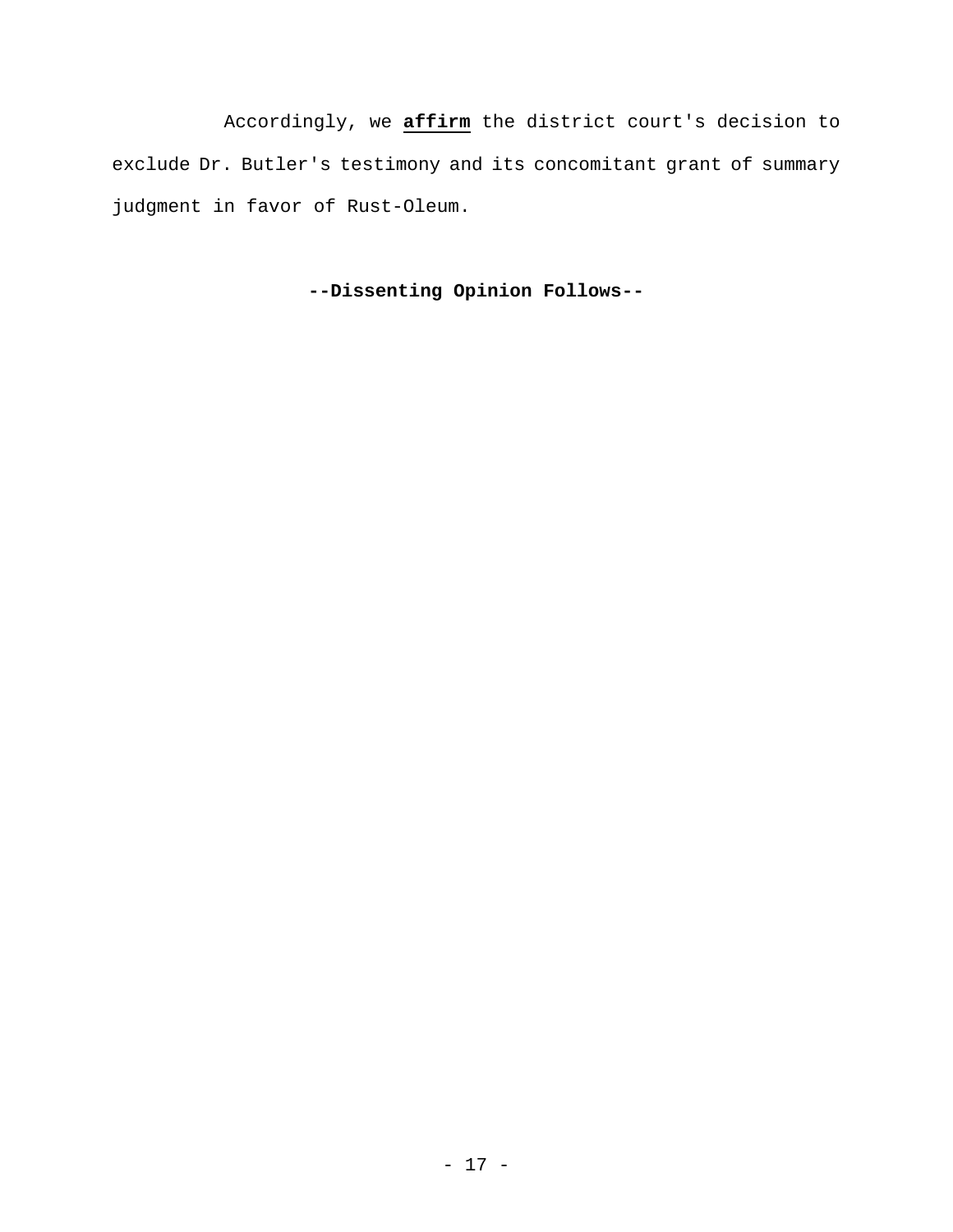Accordingly, we **affirm** the district court's decision to exclude Dr. Butler's testimony and its concomitant grant of summary judgment in favor of Rust-Oleum.

**--Dissenting Opinion Follows--**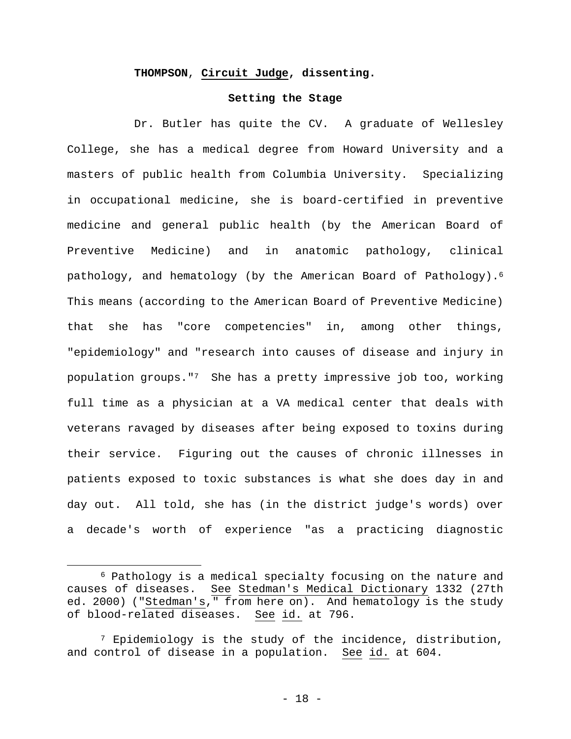**THOMPSON, Circuit Judge, dissenting.**

**Setting the Stage**

Dr. Butler has quite the CV. A graduate of Wellesley College, she has a medical degree from Howard University and a masters of public health from Columbia University. Specializing in occupational medicine, she is board-certified in preventive medicine and general public health (by the American Board of Preventive Medicine) and in anatomic pathology, clinical pathology, and hematology (by the American Board of Pathology).[6] This means (according to the American Board of Preventive Medicine) that she has "core competencies" in, among other things, "epidemiology" and "research into causes of disease and injury in population groups."[7] She has a pretty impressive job too, working full time as a physician at a VA medical center that deals with veterans ravaged by diseases after being exposed to toxins during their service. Figuring out the causes of chronic illnesses in patients exposed to toxic substances is what she does day in and day out. All told, she has (in the district judge's words) over a decade's worth of experience "as a practicing diagnostic

---

[6] Pathology is a medical specialty focusing on the nature and causes of diseases. See Stedman's Medical Dictionary 1332 (27th ed. 2000) ("Stedman's," from here on). And hematology is the study of blood-related diseases. See id. at 796.

[7] Epidemiology is the study of the incidence, distribution, and control of disease in a population. See id. at 604.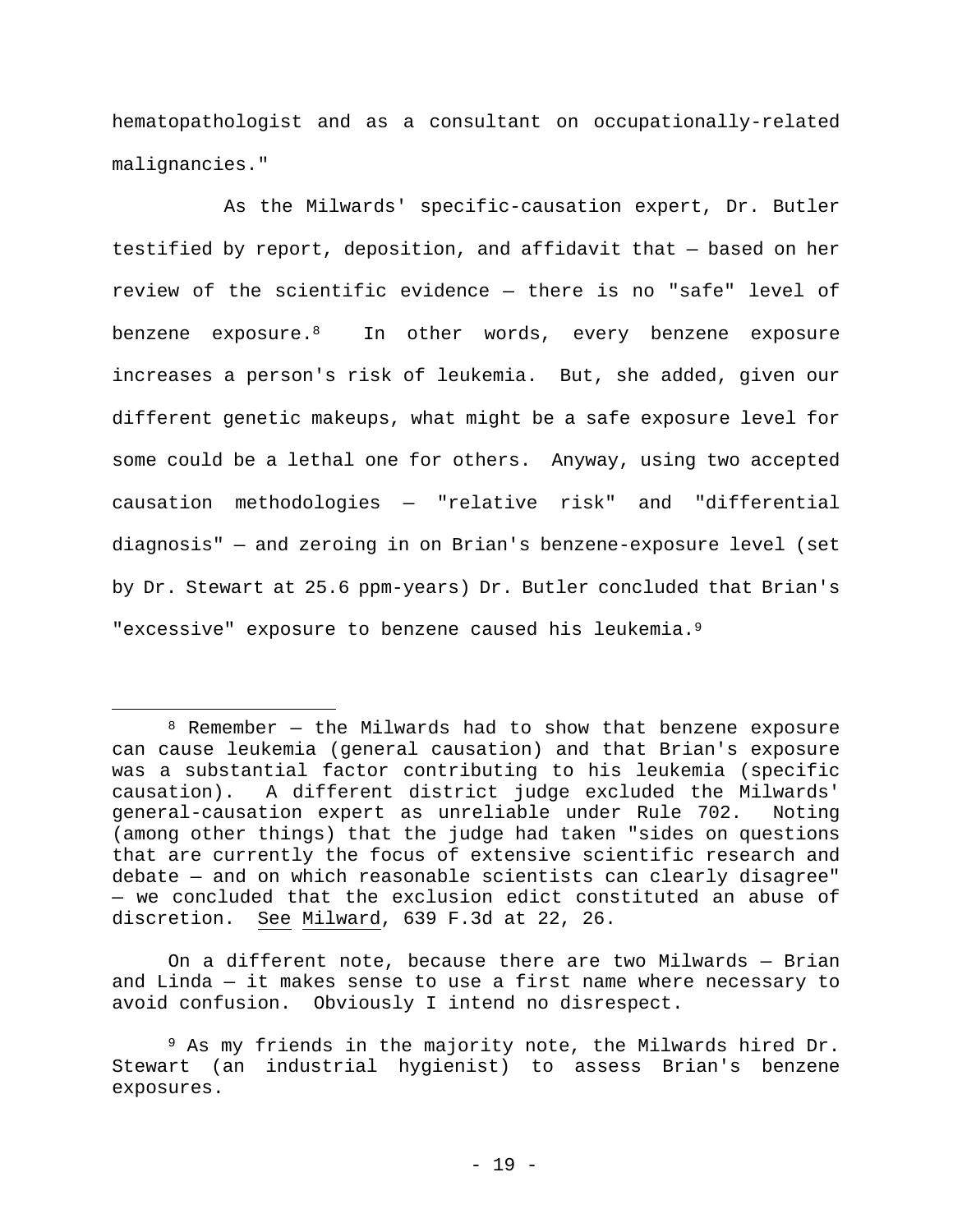hematopathologist and as a consultant on occupationally-related malignancies."

As the Milwards' specific-causation expert, Dr. Butler testified by report, deposition, and affidavit that — based on her review of the scientific evidence — there is no "safe" level of benzene exposure.[8] In other words, every benzene exposure increases a person's risk of leukemia. But, she added, given our different genetic makeups, what might be a safe exposure level for some could be a lethal one for others. Anyway, using two accepted causation methodologies — "relative risk" and "differential diagnosis" — and zeroing in on Brian's benzene-exposure level (set by Dr. Stewart at 25.6 ppm-years) Dr. Butler concluded that Brian's "excessive" exposure to benzene caused his leukemia.[9]

---

[8] Remember — the Milwards had to show that benzene exposure can cause leukemia (general causation) and that Brian's exposure was a substantial factor contributing to his leukemia (specific causation). A different district judge excluded the Milwards' general-causation expert as unreliable under Rule 702. Noting (among other things) that the judge had taken "sides on questions that are currently the focus of extensive scientific research and debate — and on which reasonable scientists can clearly disagree" — we concluded that the exclusion edict constituted an abuse of discretion. See Milward, 639 F.3d at 22, 26.

On a different note, because there are two Milwards — Brian and Linda — it makes sense to use a first name where necessary to avoid confusion. Obviously I intend no disrespect.

[9] As my friends in the majority note, the Milwards hired Dr. Stewart (an industrial hygienist) to assess Brian's benzene exposures.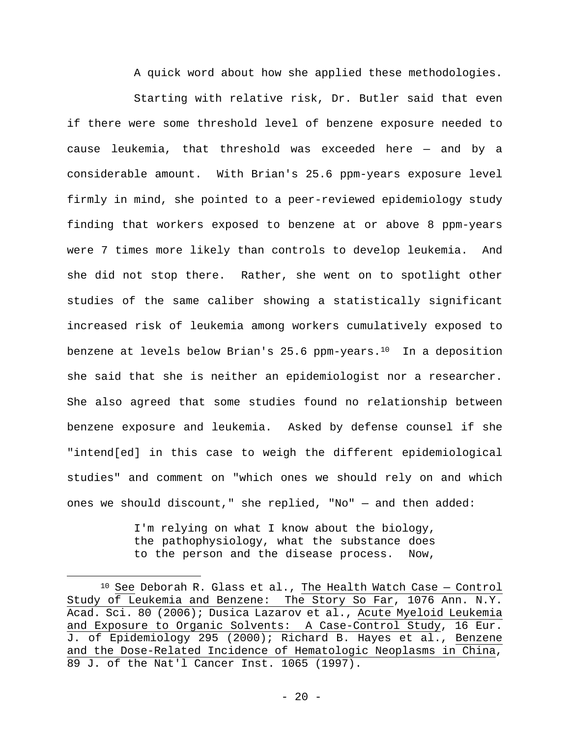A quick word about how she applied these methodologies.

Starting with relative risk, Dr. Butler said that even if there were some threshold level of benzene exposure needed to cause leukemia, that threshold was exceeded here — and by a considerable amount. With Brian's 25.6 ppm-years exposure level firmly in mind, she pointed to a peer-reviewed epidemiology study finding that workers exposed to benzene at or above 8 ppm-years were 7 times more likely than controls to develop leukemia. And she did not stop there. Rather, she went on to spotlight other studies of the same caliber showing a statistically significant increased risk of leukemia among workers cumulatively exposed to benzene at levels below Brian's 25.6 ppm-years.[10] In a deposition she said that she is neither an epidemiologist nor a researcher. She also agreed that some studies found no relationship between benzene exposure and leukemia. Asked by defense counsel if she "intend[ed] in this case to weigh the different epidemiological studies" and comment on "which ones we should rely on and which ones we should discount," she replied, "No" — and then added:

> I'm relying on what I know about the biology, the pathophysiology, what the substance does to the person and the disease process. Now,

---

[10] <u>See</u> Deborah R. Glass et al., <u>The Health Watch Case — Control Study of Leukemia and Benzene: The Story So Far</u>, 1076 Ann. N.Y. Acad. Sci. 80 (2006); Dusica Lazarov et al., <u>Acute Myeloid Leukemia and Exposure to Organic Solvents: A Case-Control Study</u>, 16 Eur. J. of Epidemiology 295 (2000); Richard B. Hayes et al., <u>Benzene and the Dose-Related Incidence of Hematologic Neoplasms in China</u>, 89 J. of the Nat'l Cancer Inst. 1065 (1997).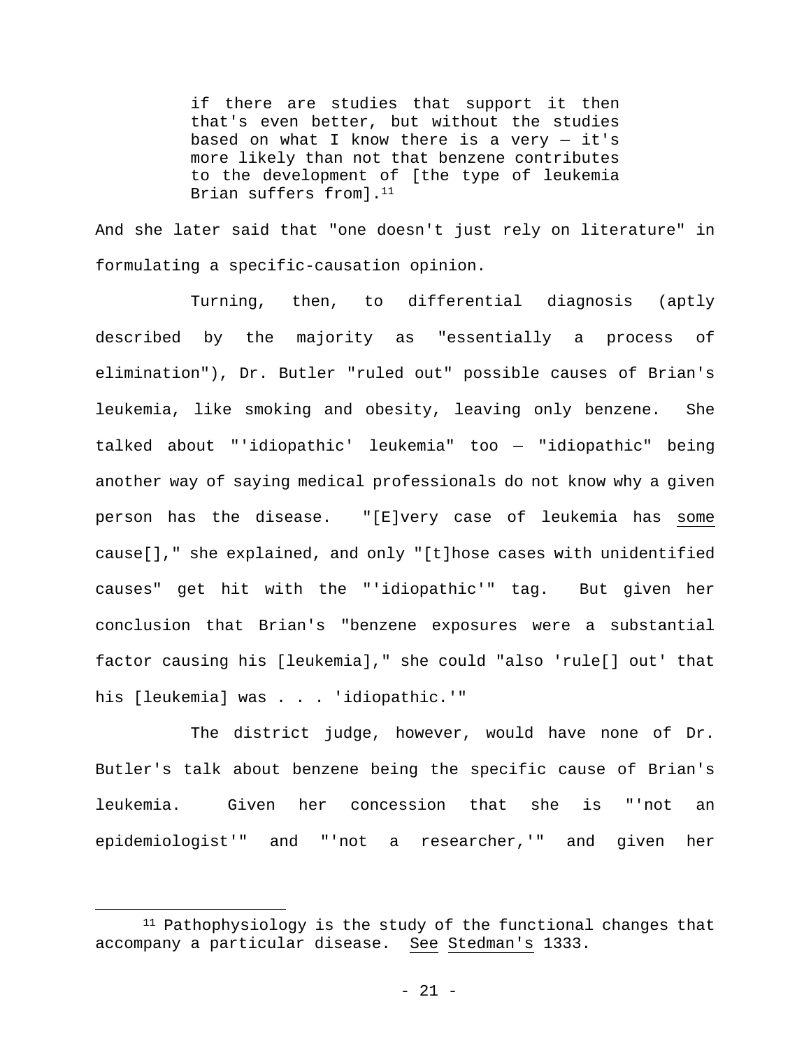> if there are studies that support it then that's even better, but without the studies based on what I know there is a very — it's more likely than not that benzene contributes to the development of [the type of leukemia Brian suffers from].[11]

And she later said that "one doesn't just rely on literature" in formulating a specific-causation opinion.

Turning, then, to differential diagnosis (aptly described by the majority as "essentially a process of elimination"), Dr. Butler "ruled out" possible causes of Brian's leukemia, like smoking and obesity, leaving only benzene. She talked about "'idiopathic' leukemia" too — "idiopathic" being another way of saying medical professionals do not know why a given person has the disease. "[E]very case of leukemia has <u>some</u> cause[]," she explained, and only "[t]hose cases with unidentified causes" get hit with the "'idiopathic'" tag. But given her conclusion that Brian's "benzene exposures were a substantial factor causing his [leukemia]," she could "also 'rule[] out' that his [leukemia] was . . . 'idiopathic.'"

The district judge, however, would have none of Dr. Butler's talk about benzene being the specific cause of Brian's leukemia. Given her concession that she is "'not an epidemiologist'" and "'not a researcher,'" and given her

---

[11] Pathophysiology is the study of the functional changes that accompany a particular disease. <u>See</u> <u>Stedman's</u> 1333.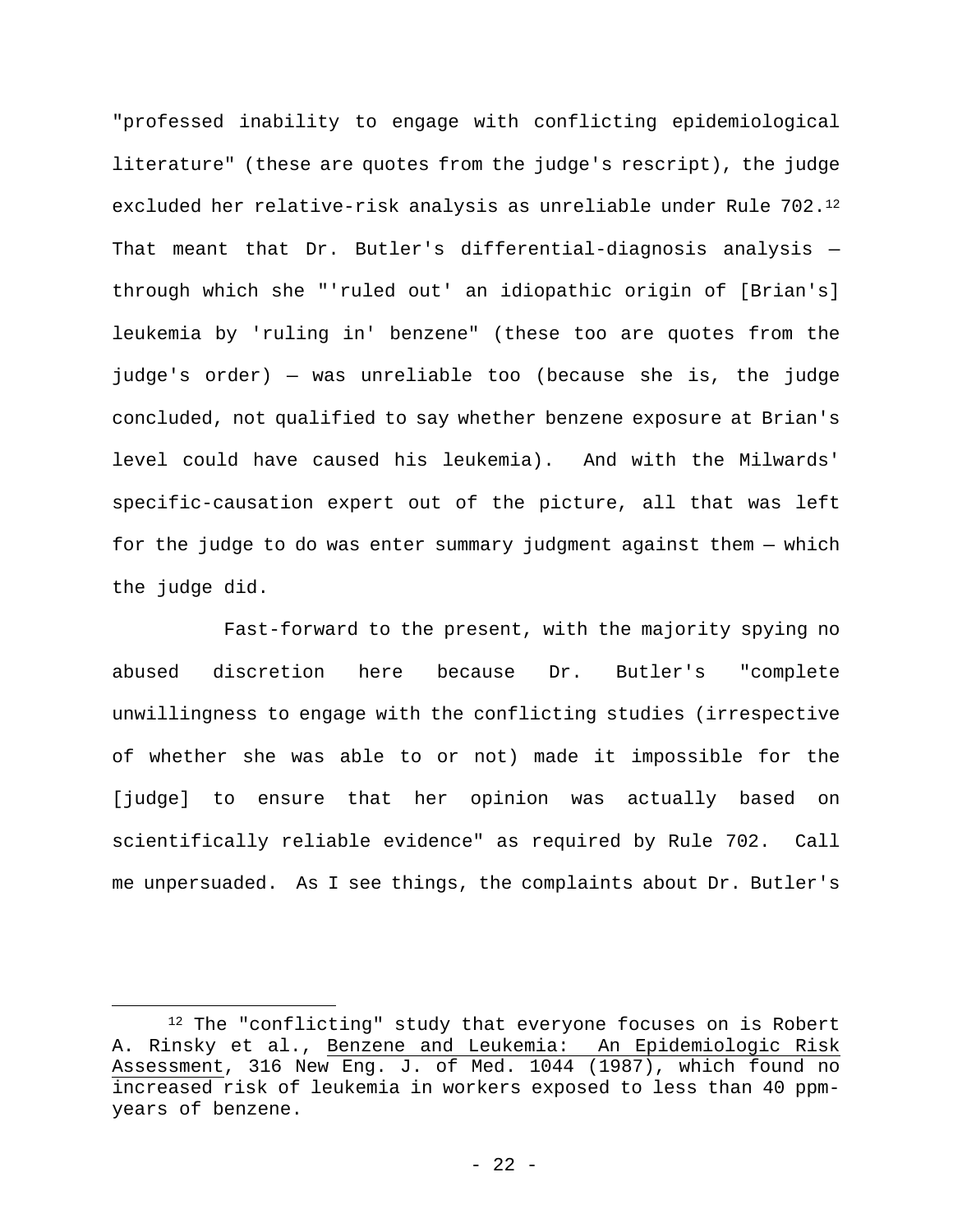"professed inability to engage with conflicting epidemiological literature" (these are quotes from the judge's rescript), the judge excluded her relative-risk analysis as unreliable under Rule 702.[12] That meant that Dr. Butler's differential-diagnosis analysis — through which she "'ruled out' an idiopathic origin of [Brian's] leukemia by 'ruling in' benzene" (these too are quotes from the judge's order) — was unreliable too (because she is, the judge concluded, not qualified to say whether benzene exposure at Brian's level could have caused his leukemia). And with the Milwards' specific-causation expert out of the picture, all that was left for the judge to do was enter summary judgment against them — which the judge did.

Fast-forward to the present, with the majority spying no abused discretion here because Dr. Butler's "complete unwillingness to engage with the conflicting studies (irrespective of whether she was able to or not) made it impossible for the [judge] to ensure that her opinion was actually based on scientifically reliable evidence" as required by Rule 702. Call me unpersuaded. As I see things, the complaints about Dr. Butler's

---

[12] The "conflicting" study that everyone focuses on is Robert A. Rinsky et al., Benzene and Leukemia: An Epidemiologic Risk Assessment, 316 New Eng. J. of Med. 1044 (1987), which found no increased risk of leukemia in workers exposed to less than 40 ppm-years of benzene.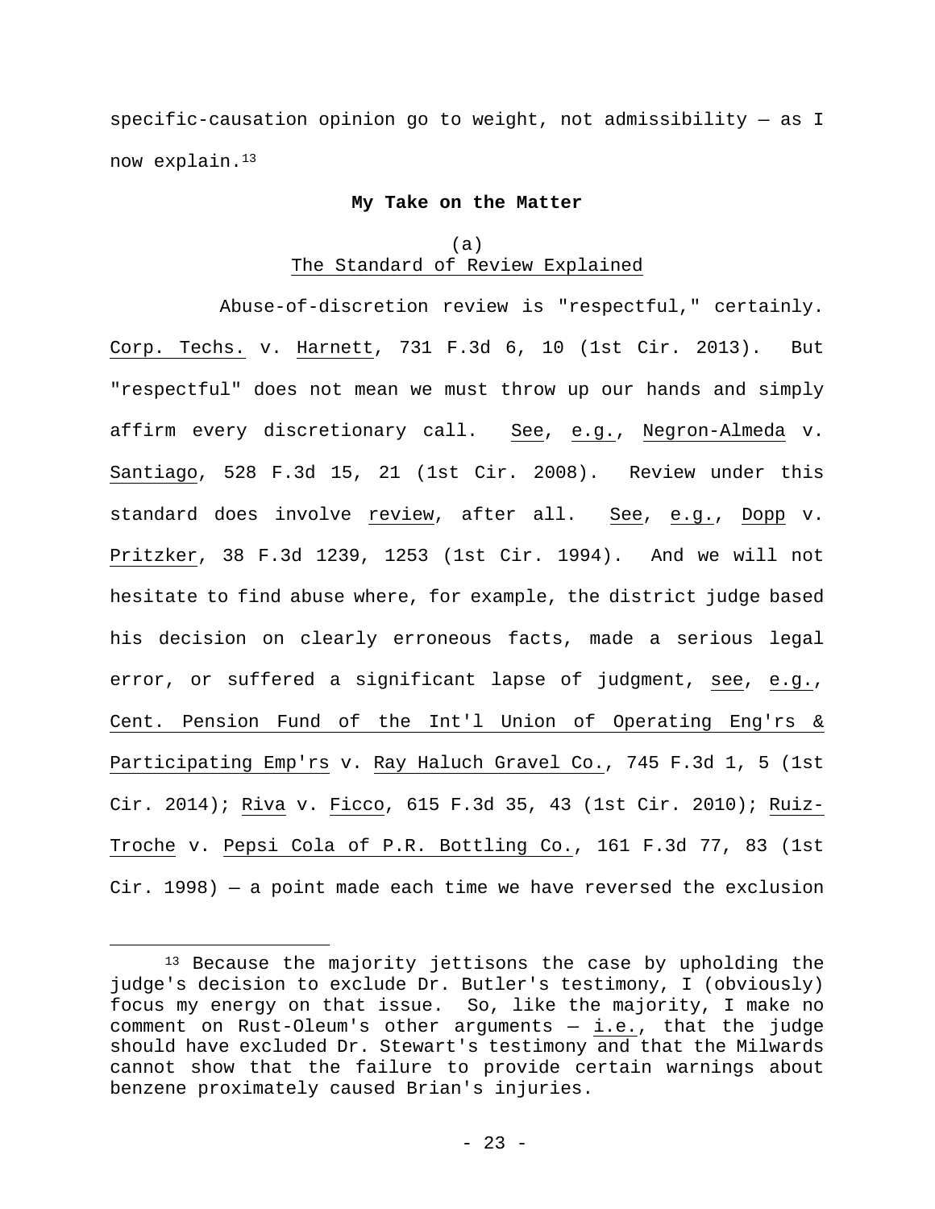specific-causation opinion go to weight, not admissibility — as I now explain.[13]

**My Take on the Matter**

(a)
The Standard of Review Explained

Abuse-of-discretion review is "respectful," certainly. Corp. Techs. v. Harnett, 731 F.3d 6, 10 (1st Cir. 2013). But "respectful" does not mean we must throw up our hands and simply affirm every discretionary call. See, e.g., Negron-Almeda v. Santiago, 528 F.3d 15, 21 (1st Cir. 2008). Review under this standard does involve review, after all. See, e.g., Dopp v. Pritzker, 38 F.3d 1239, 1253 (1st Cir. 1994). And we will not hesitate to find abuse where, for example, the district judge based his decision on clearly erroneous facts, made a serious legal error, or suffered a significant lapse of judgment, see, e.g., Cent. Pension Fund of the Int'l Union of Operating Eng'rs & Participating Emp'rs v. Ray Haluch Gravel Co., 745 F.3d 1, 5 (1st Cir. 2014); Riva v. Ficco, 615 F.3d 35, 43 (1st Cir. 2010); Ruiz-Troche v. Pepsi Cola of P.R. Bottling Co., 161 F.3d 77, 83 (1st Cir. 1998) — a point made each time we have reversed the exclusion

[13] Because the majority jettisons the case by upholding the judge's decision to exclude Dr. Butler's testimony, I (obviously) focus my energy on that issue. So, like the majority, I make no comment on Rust-Oleum's other arguments — i.e., that the judge should have excluded Dr. Stewart's testimony and that the Milwards cannot show that the failure to provide certain warnings about benzene proximately caused Brian's injuries.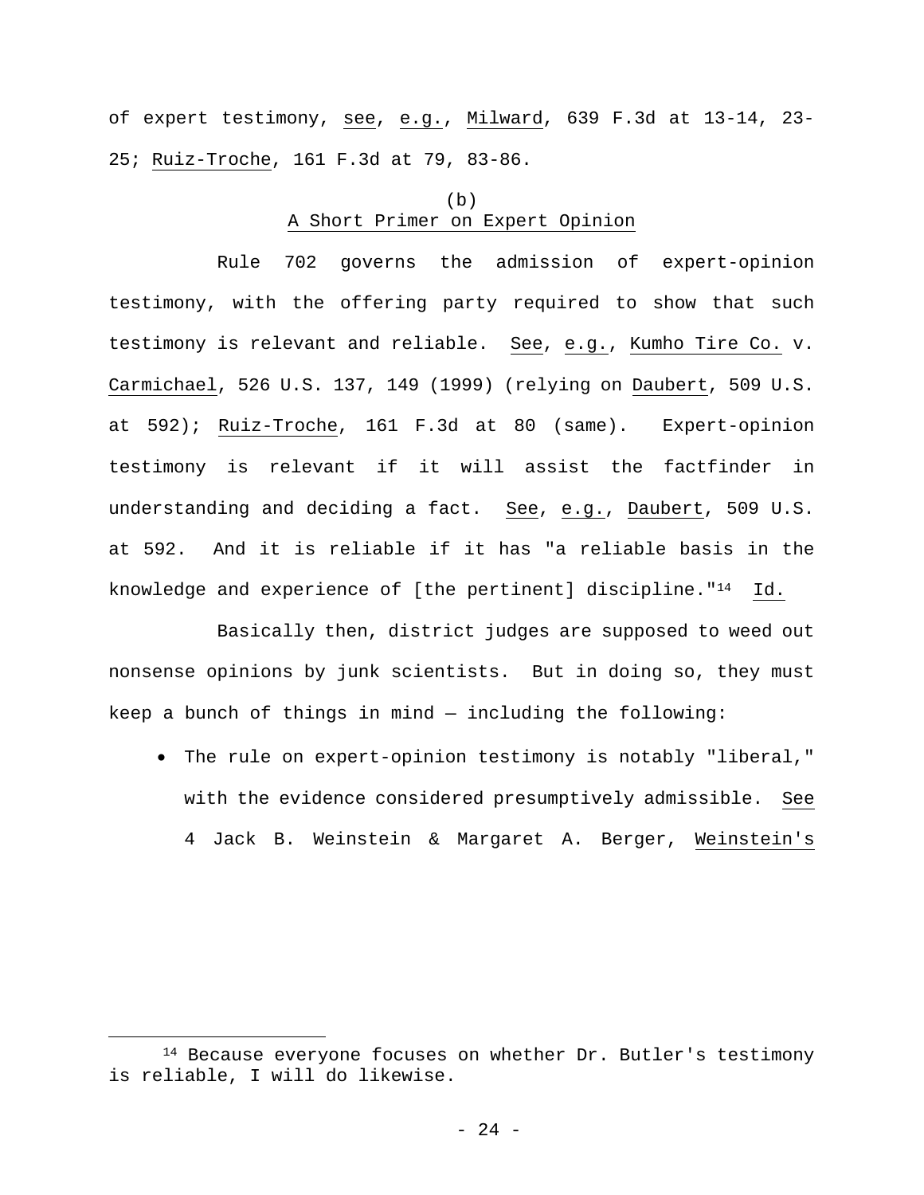of expert testimony, see, e.g., Milward, 639 F.3d at 13-14, 23-25; Ruiz-Troche, 161 F.3d at 79, 83-86.

(b)
A Short Primer on Expert Opinion

Rule 702 governs the admission of expert-opinion testimony, with the offering party required to show that such testimony is relevant and reliable. See, e.g., Kumho Tire Co. v. Carmichael, 526 U.S. 137, 149 (1999) (relying on Daubert, 509 U.S. at 592); Ruiz-Troche, 161 F.3d at 80 (same). Expert-opinion testimony is relevant if it will assist the factfinder in understanding and deciding a fact. See, e.g., Daubert, 509 U.S. at 592. And it is reliable if it has "a reliable basis in the knowledge and experience of [the pertinent] discipline."[14] Id.

Basically then, district judges are supposed to weed out nonsense opinions by junk scientists. But in doing so, they must keep a bunch of things in mind — including the following:

- The rule on expert-opinion testimony is notably "liberal," with the evidence considered presumptively admissible. See 4 Jack B. Weinstein & Margaret A. Berger, Weinstein's

[14] Because everyone focuses on whether Dr. Butler's testimony is reliable, I will do likewise.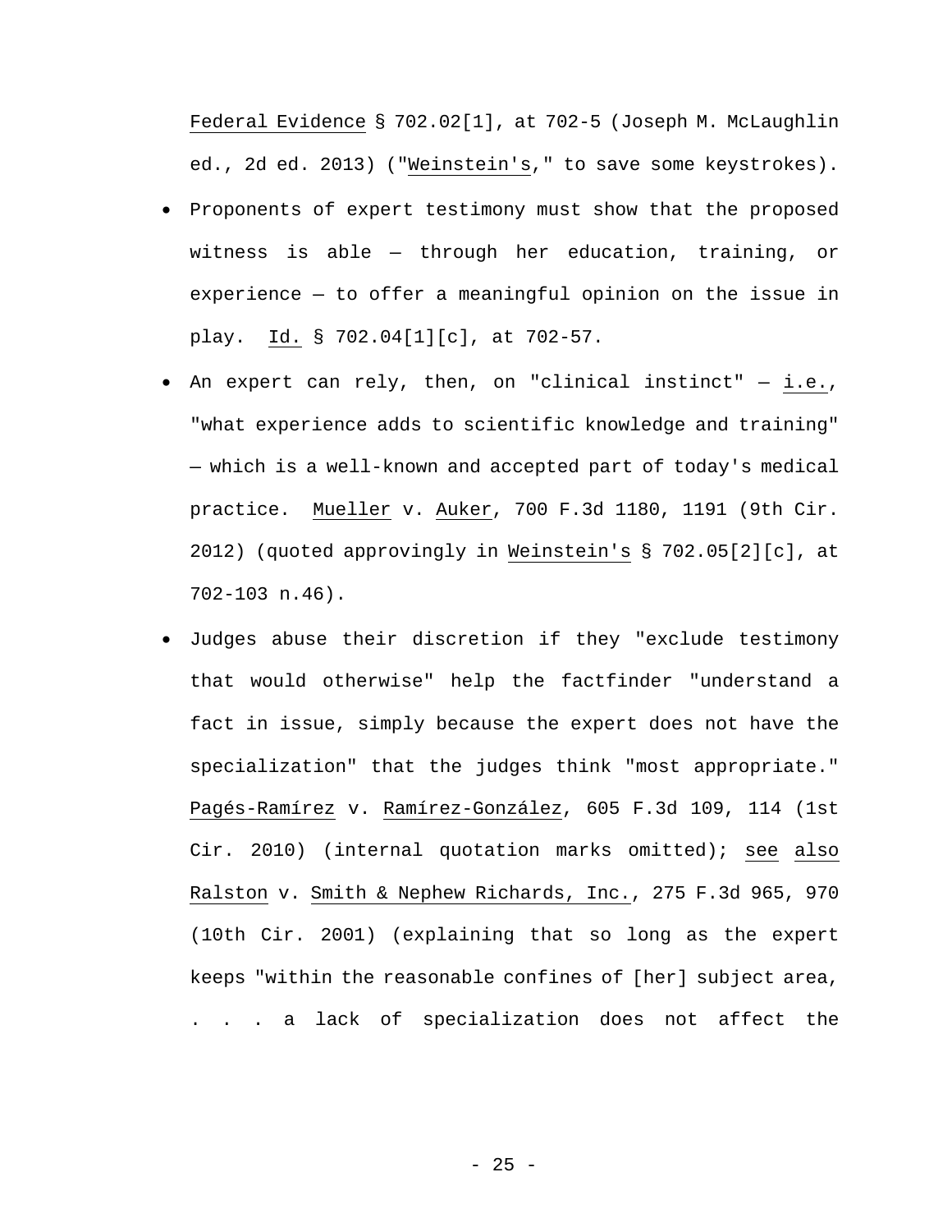Federal Evidence § 702.02[1], at 702-5 (Joseph M. McLaughlin ed., 2d ed. 2013) ("Weinstein's," to save some keystrokes).

- Proponents of expert testimony must show that the proposed witness is able — through her education, training, or experience — to offer a meaningful opinion on the issue in play. Id. § 702.04[1][c], at 702-57.
- An expert can rely, then, on "clinical instinct" — i.e., "what experience adds to scientific knowledge and training" — which is a well-known and accepted part of today's medical practice. Mueller v. Auker, 700 F.3d 1180, 1191 (9th Cir. 2012) (quoted approvingly in Weinstein's § 702.05[2][c], at 702-103 n.46).
- Judges abuse their discretion if they "exclude testimony that would otherwise" help the factfinder "understand a fact in issue, simply because the expert does not have the specialization" that the judges think "most appropriate." Pagés-Ramírez v. Ramírez-González, 605 F.3d 109, 114 (1st Cir. 2010) (internal quotation marks omitted); see also Ralston v. Smith & Nephew Richards, Inc., 275 F.3d 965, 970 (10th Cir. 2001) (explaining that so long as the expert keeps "within the reasonable confines of [her] subject area, . . . a lack of specialization does not affect the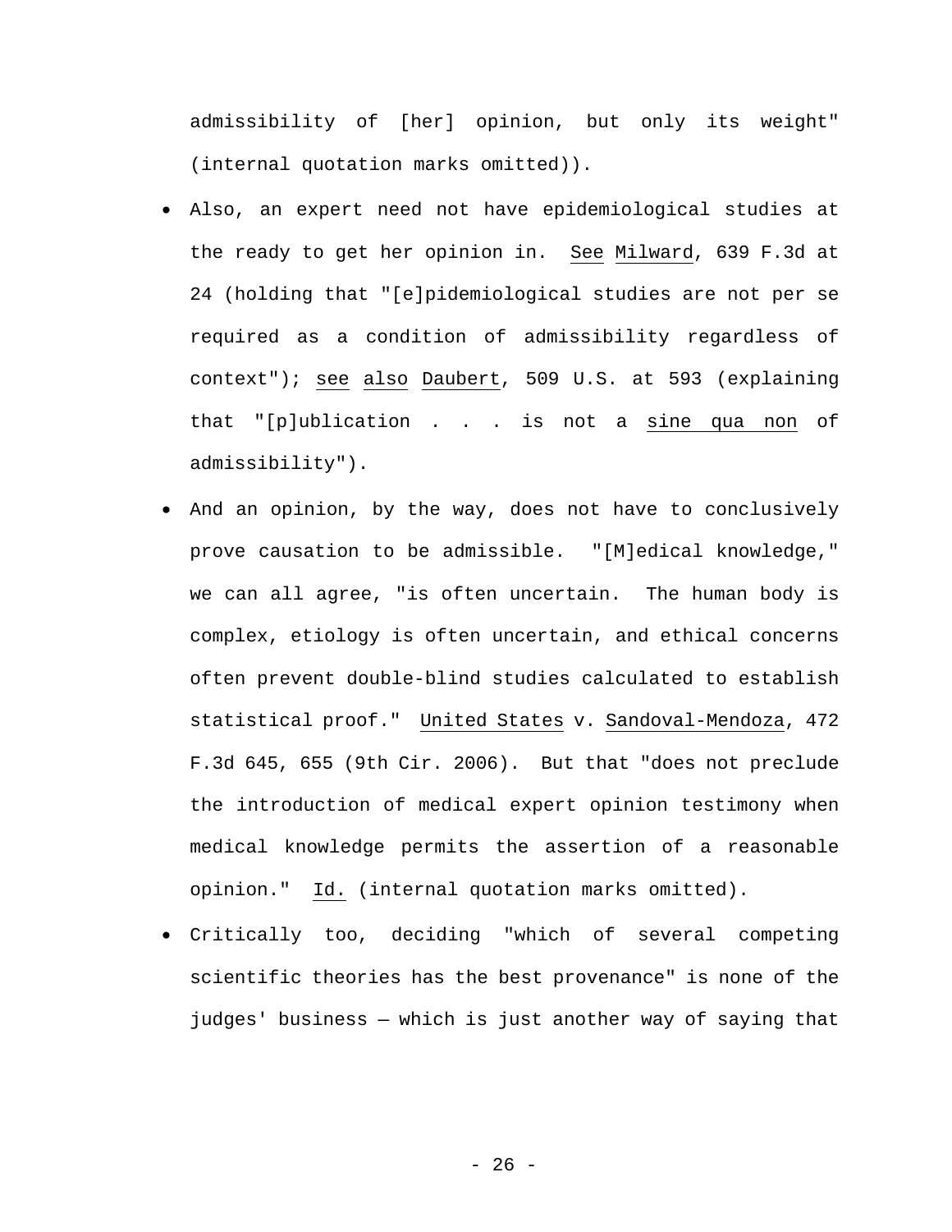admissibility of [her] opinion, but only its weight" (internal quotation marks omitted)).

- Also, an expert need not have epidemiological studies at the ready to get her opinion in. _See_ _Milward_, 639 F.3d at 24 (holding that "[e]pidemiological studies are not per se required as a condition of admissibility regardless of context"); _see_ _also_ _Daubert_, 509 U.S. at 593 (explaining that "[p]ublication . . . is not a _sine qua non_ of admissibility").
- And an opinion, by the way, does not have to conclusively prove causation to be admissible. "[M]edical knowledge," we can all agree, "is often uncertain. The human body is complex, etiology is often uncertain, and ethical concerns often prevent double-blind studies calculated to establish statistical proof." _United States_ v. _Sandoval-Mendoza_, 472 F.3d 645, 655 (9th Cir. 2006). But that "does not preclude the introduction of medical expert opinion testimony when medical knowledge permits the assertion of a reasonable opinion." _Id._ (internal quotation marks omitted).
- Critically too, deciding "which of several competing scientific theories has the best provenance" is none of the judges' business — which is just another way of saying that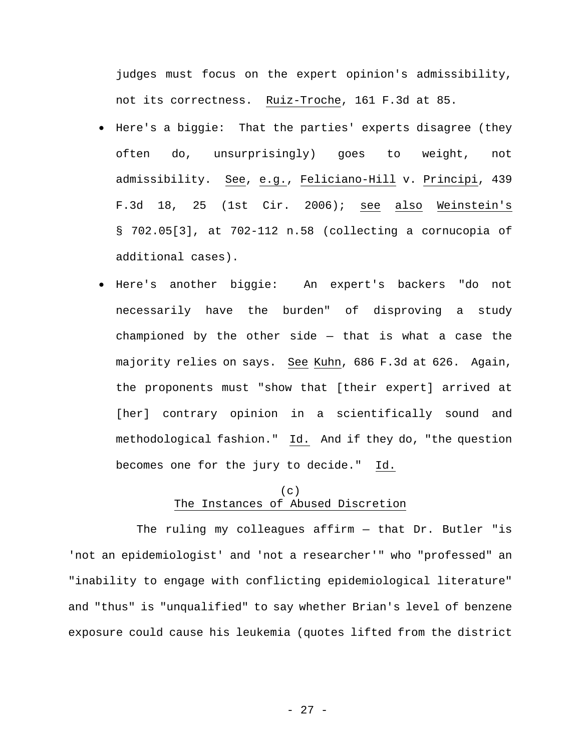judges must focus on the expert opinion's admissibility, not its correctness. Ruiz-Troche, 161 F.3d at 85.

- Here's a biggie: That the parties' experts disagree (they often do, unsurprisingly) goes to weight, not admissibility. See, e.g., Feliciano-Hill v. Principi, 439 F.3d 18, 25 (1st Cir. 2006); see also Weinstein's § 702.05[3], at 702-112 n.58 (collecting a cornucopia of additional cases).
- Here's another biggie: An expert's backers "do not necessarily have the burden" of disproving a study championed by the other side — that is what a case the majority relies on says. See Kuhn, 686 F.3d at 626. Again, the proponents must "show that [their expert] arrived at [her] contrary opinion in a scientifically sound and methodological fashion." Id. And if they do, "the question becomes one for the jury to decide." Id.

(c)
The Instances of Abused Discretion

The ruling my colleagues affirm — that Dr. Butler "is 'not an epidemiologist' and 'not a researcher'" who "professed" an "inability to engage with conflicting epidemiological literature" and "thus" is "unqualified" to say whether Brian's level of benzene exposure could cause his leukemia (quotes lifted from the district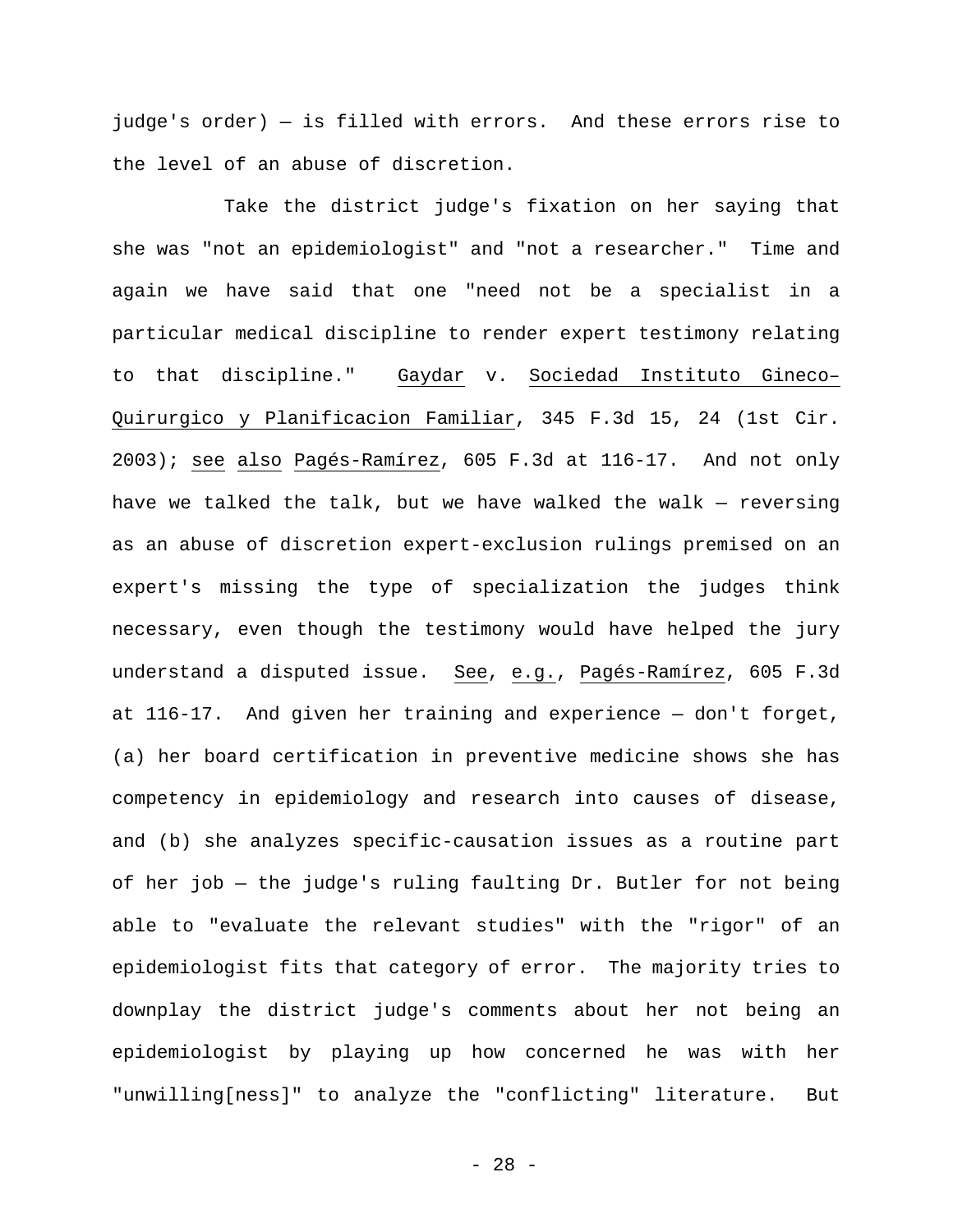judge's order) — is filled with errors. And these errors rise to the level of an abuse of discretion.

Take the district judge's fixation on her saying that she was "not an epidemiologist" and "not a researcher." Time and again we have said that one "need not be a specialist in a particular medical discipline to render expert testimony relating to that discipline." Gaydar v. Sociedad Instituto Gineco–Quirurgico y Planificacion Familiar, 345 F.3d 15, 24 (1st Cir. 2003); see also Pagés-Ramírez, 605 F.3d at 116-17. And not only have we talked the talk, but we have walked the walk — reversing as an abuse of discretion expert-exclusion rulings premised on an expert's missing the type of specialization the judges think necessary, even though the testimony would have helped the jury understand a disputed issue. See, e.g., Pagés-Ramírez, 605 F.3d at 116-17. And given her training and experience — don't forget, (a) her board certification in preventive medicine shows she has competency in epidemiology and research into causes of disease, and (b) she analyzes specific-causation issues as a routine part of her job — the judge's ruling faulting Dr. Butler for not being able to "evaluate the relevant studies" with the "rigor" of an epidemiologist fits that category of error. The majority tries to downplay the district judge's comments about her not being an epidemiologist by playing up how concerned he was with her "unwilling[ness]" to analyze the "conflicting" literature. But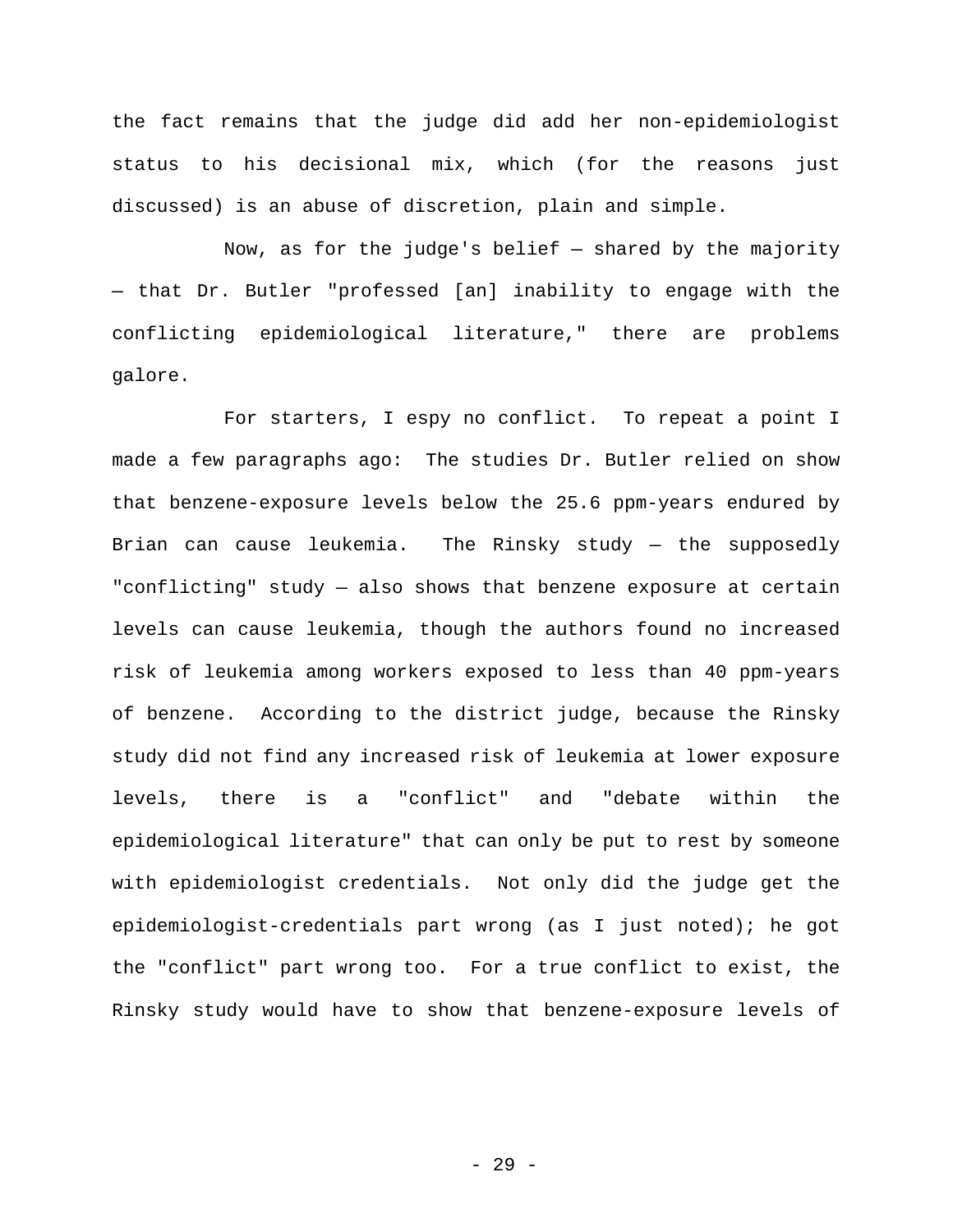the fact remains that the judge did add her non-epidemiologist status to his decisional mix, which (for the reasons just discussed) is an abuse of discretion, plain and simple.

Now, as for the judge's belief — shared by the majority — that Dr. Butler "professed [an] inability to engage with the conflicting epidemiological literature," there are problems galore.

For starters, I espy no conflict. To repeat a point I made a few paragraphs ago: The studies Dr. Butler relied on show that benzene-exposure levels below the 25.6 ppm-years endured by Brian can cause leukemia. The Rinsky study — the supposedly "conflicting" study — also shows that benzene exposure at certain levels can cause leukemia, though the authors found no increased risk of leukemia among workers exposed to less than 40 ppm-years of benzene. According to the district judge, because the Rinsky study did not find any increased risk of leukemia at lower exposure levels, there is a "conflict" and "debate within the epidemiological literature" that can only be put to rest by someone with epidemiologist credentials. Not only did the judge get the epidemiologist-credentials part wrong (as I just noted); he got the "conflict" part wrong too. For a true conflict to exist, the Rinsky study would have to show that benzene-exposure levels of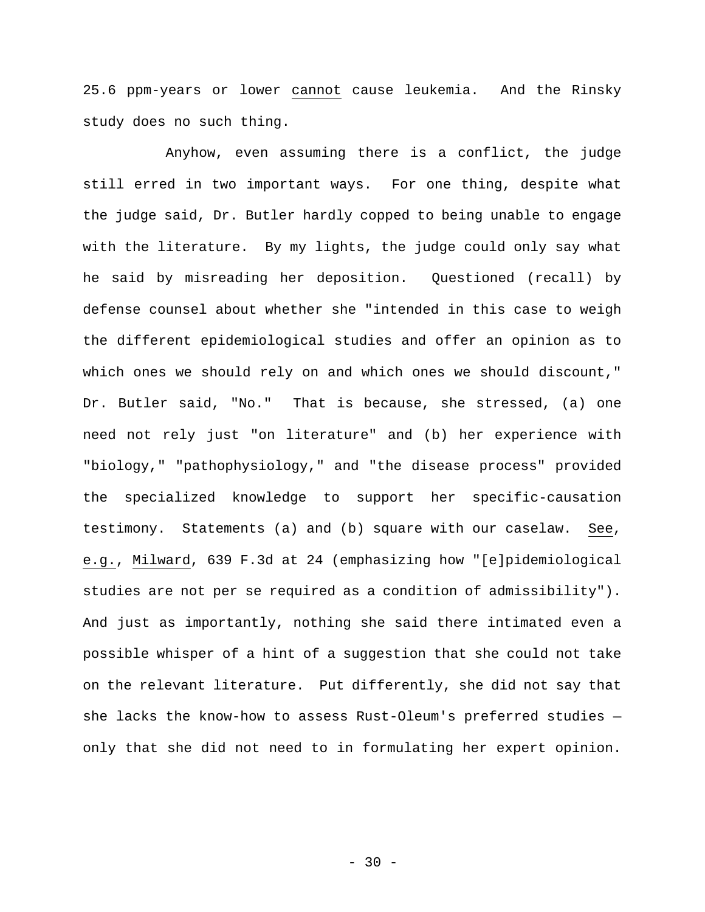25.6 ppm-years or lower _cannot_ cause leukemia. And the Rinsky study does no such thing.

Anyhow, even assuming there is a conflict, the judge still erred in two important ways. For one thing, despite what the judge said, Dr. Butler hardly copped to being unable to engage with the literature. By my lights, the judge could only say what he said by misreading her deposition. Questioned (recall) by defense counsel about whether she "intended in this case to weigh the different epidemiological studies and offer an opinion as to which ones we should rely on and which ones we should discount," Dr. Butler said, "No." That is because, she stressed, (a) one need not rely just "on literature" and (b) her experience with "biology," "pathophysiology," and "the disease process" provided the specialized knowledge to support her specific-causation testimony. Statements (a) and (b) square with our caselaw. _See, e.g._, _Milward_, 639 F.3d at 24 (emphasizing how "[e]pidemiological studies are not per se required as a condition of admissibility"). And just as importantly, nothing she said there intimated even a possible whisper of a hint of a suggestion that she could not take on the relevant literature. Put differently, she did not say that she lacks the know-how to assess Rust-Oleum's preferred studies — only that she did not need to in formulating her expert opinion.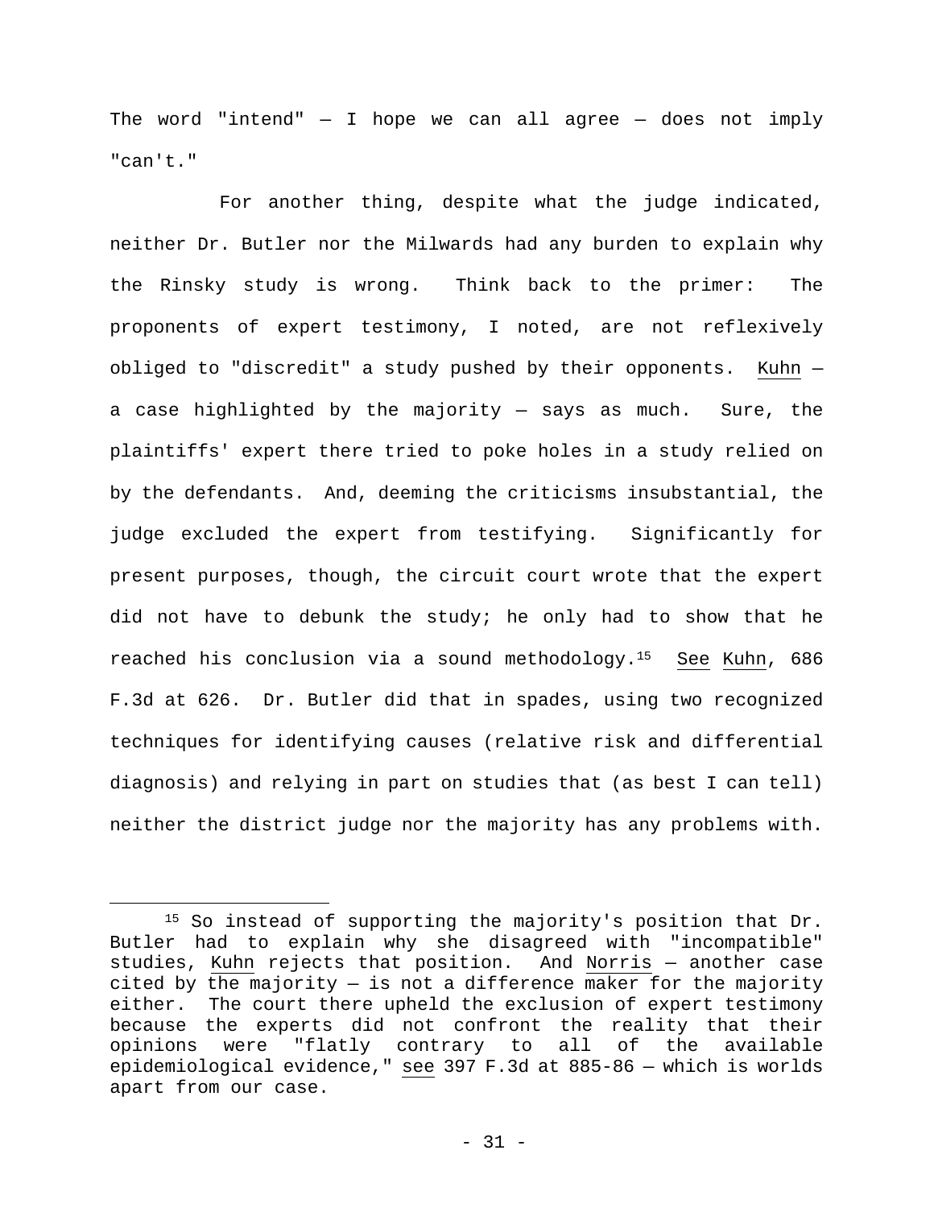The word "intend" — I hope we can all agree — does not imply "can't."

For another thing, despite what the judge indicated, neither Dr. Butler nor the Milwards had any burden to explain why the Rinsky study is wrong. Think back to the primer: The proponents of expert testimony, I noted, are not reflexively obliged to "discredit" a study pushed by their opponents. Kuhn — a case highlighted by the majority — says as much. Sure, the plaintiffs' expert there tried to poke holes in a study relied on by the defendants. And, deeming the criticisms insubstantial, the judge excluded the expert from testifying. Significantly for present purposes, though, the circuit court wrote that the expert did not have to debunk the study; he only had to show that he reached his conclusion via a sound methodology.[15] See Kuhn, 686 F.3d at 626. Dr. Butler did that in spades, using two recognized techniques for identifying causes (relative risk and differential diagnosis) and relying in part on studies that (as best I can tell) neither the district judge nor the majority has any problems with.

---

[15] So instead of supporting the majority's position that Dr. Butler had to explain why she disagreed with "incompatible" studies, Kuhn rejects that position. And Norris — another case cited by the majority — is not a difference maker for the majority either. The court there upheld the exclusion of expert testimony because the experts did not confront the reality that their opinions were "flatly contrary to all of the available epidemiological evidence," see 397 F.3d at 885-86 — which is worlds apart from our case.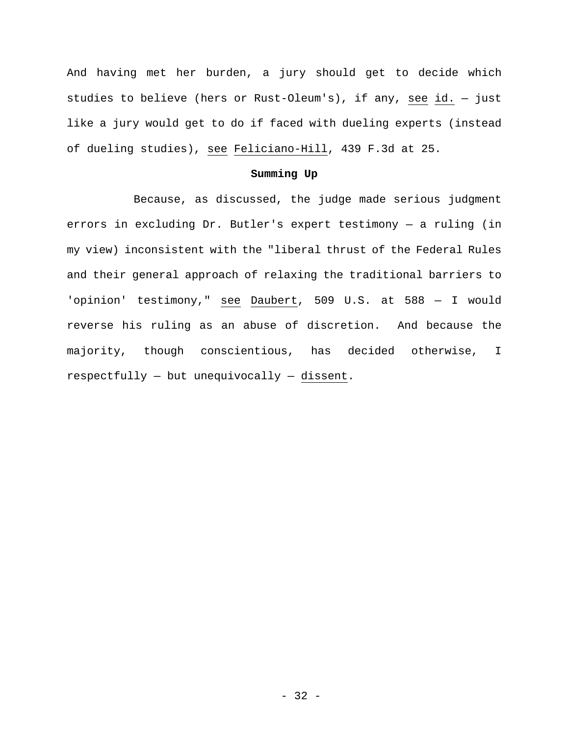And having met her burden, a jury should get to decide which studies to believe (hers or Rust-Oleum's), if any, see id. — just like a jury would get to do if faced with dueling experts (instead of dueling studies), see Feliciano-Hill, 439 F.3d at 25.

**Summing Up**

Because, as discussed, the judge made serious judgment errors in excluding Dr. Butler's expert testimony — a ruling (in my view) inconsistent with the "liberal thrust of the Federal Rules and their general approach of relaxing the traditional barriers to 'opinion' testimony," see Daubert, 509 U.S. at 588 — I would reverse his ruling as an abuse of discretion. And because the majority, though conscientious, has decided otherwise, I respectfully — but unequivocally — dissent.